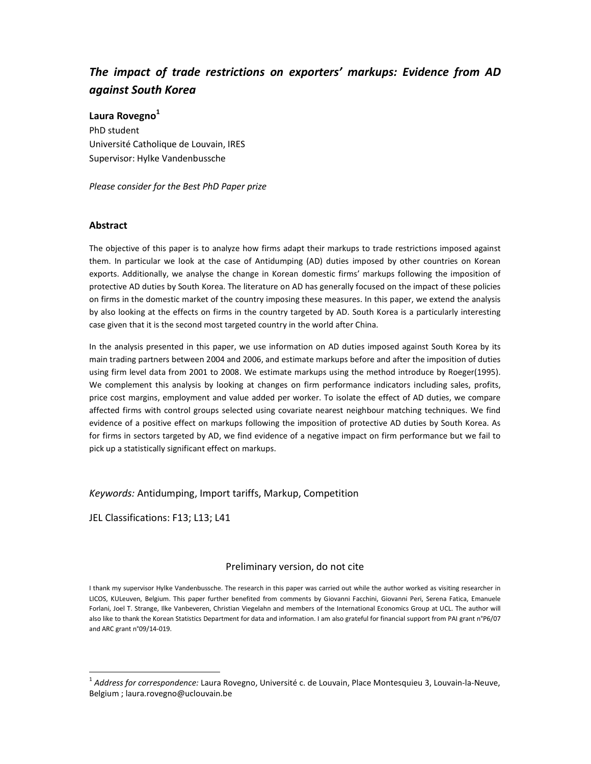# *The impact of trade restrictions on exporters' markups: Evidence from AD against South Korea*

**Laura Rovegno**[1]
PhD student
Université Catholique de Louvain, IRES
Supervisor: Hylke Vandenbussche

*Please consider for the Best PhD Paper prize*

## Abstract

The objective of this paper is to analyze how firms adapt their markups to trade restrictions imposed against them. In particular we look at the case of Antidumping (AD) duties imposed by other countries on Korean exports. Additionally, we analyse the change in Korean domestic firms' markups following the imposition of protective AD duties by South Korea. The literature on AD has generally focused on the impact of these policies on firms in the domestic market of the country imposing these measures. In this paper, we extend the analysis by also looking at the effects on firms in the country targeted by AD. South Korea is a particularly interesting case given that it is the second most targeted country in the world after China.

In the analysis presented in this paper, we use information on AD duties imposed against South Korea by its main trading partners between 2004 and 2006, and estimate markups before and after the imposition of duties using firm level data from 2001 to 2008. We estimate markups using the method introduce by Roeger(1995). We complement this analysis by looking at changes on firm performance indicators including sales, profits, price cost margins, employment and value added per worker. To isolate the effect of AD duties, we compare affected firms with control groups selected using covariate nearest neighbour matching techniques. We find evidence of a positive effect on markups following the imposition of protective AD duties by South Korea. As for firms in sectors targeted by AD, we find evidence of a negative impact on firm performance but we fail to pick up a statistically significant effect on markups.

*Keywords:* Antidumping, Import tariffs, Markup, Competition

JEL Classifications: F13; L13; L41

Preliminary version, do not cite

I thank my supervisor Hylke Vandenbussche. The research in this paper was carried out while the author worked as visiting researcher in LICOS, KULeuven, Belgium. This paper further benefited from comments by Giovanni Facchini, Giovanni Peri, Serena Fatica, Emanuele Forlani, Joel T. Strange, Ilke Vanbeveren, Christian Viegelahn and members of the International Economics Group at UCL. The author will also like to thank the Korean Statistics Department for data and information. I am also grateful for financial support from PAI grant n°P6/07 and ARC grant n°09/14-019.

---

[1] *Address for correspondence:* Laura Rovegno, Université c. de Louvain, Place Montesquieu 3, Louvain-la-Neuve, Belgium ; laura.rovegno@uclouvain.be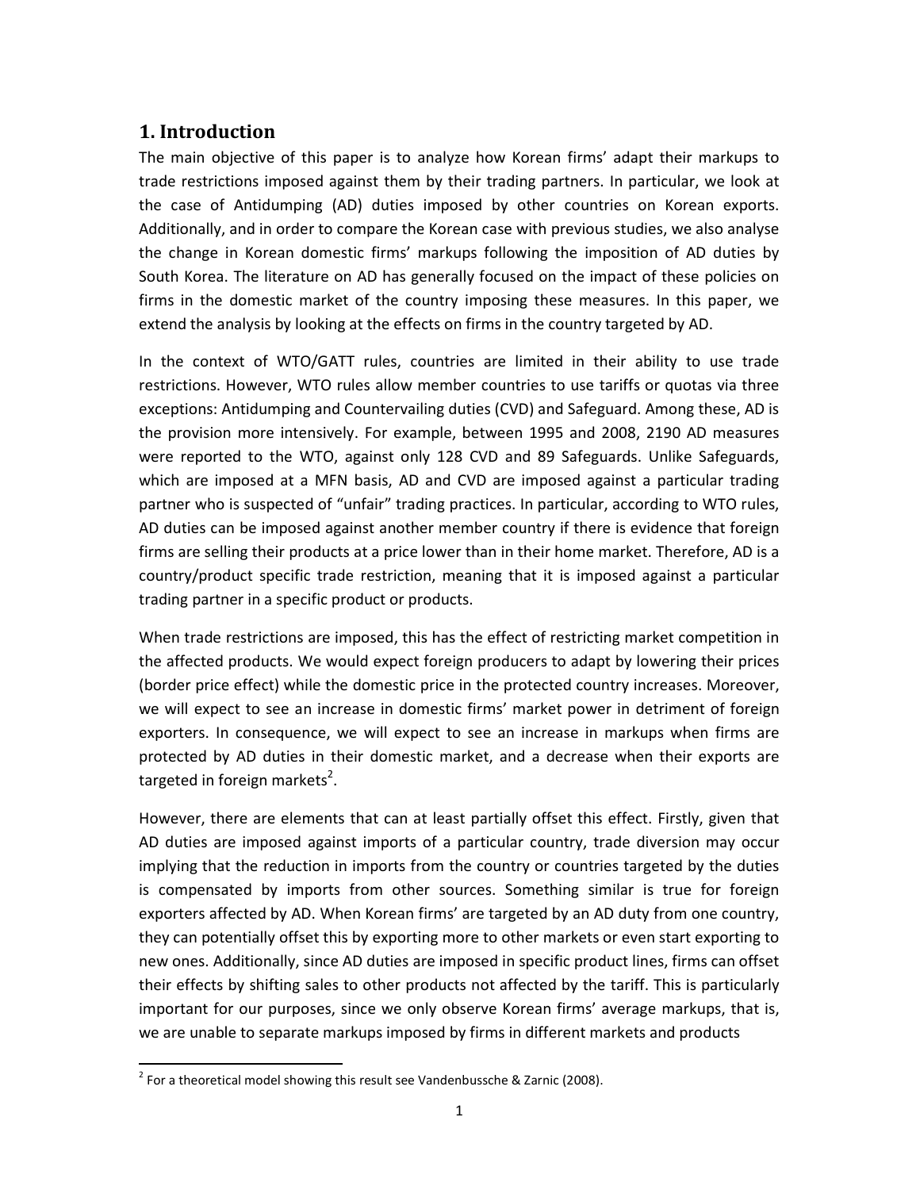## 1. Introduction

The main objective of this paper is to analyze how Korean firms' adapt their markups to trade restrictions imposed against them by their trading partners. In particular, we look at the case of Antidumping (AD) duties imposed by other countries on Korean exports. Additionally, and in order to compare the Korean case with previous studies, we also analyse the change in Korean domestic firms' markups following the imposition of AD duties by South Korea. The literature on AD has generally focused on the impact of these policies on firms in the domestic market of the country imposing these measures. In this paper, we extend the analysis by looking at the effects on firms in the country targeted by AD.

In the context of WTO/GATT rules, countries are limited in their ability to use trade restrictions. However, WTO rules allow member countries to use tariffs or quotas via three exceptions: Antidumping and Countervailing duties (CVD) and Safeguard. Among these, AD is the provision more intensively. For example, between 1995 and 2008, 2190 AD measures were reported to the WTO, against only 128 CVD and 89 Safeguards. Unlike Safeguards, which are imposed at a MFN basis, AD and CVD are imposed against a particular trading partner who is suspected of "unfair" trading practices. In particular, according to WTO rules, AD duties can be imposed against another member country if there is evidence that foreign firms are selling their products at a price lower than in their home market. Therefore, AD is a country/product specific trade restriction, meaning that it is imposed against a particular trading partner in a specific product or products.

When trade restrictions are imposed, this has the effect of restricting market competition in the affected products. We would expect foreign producers to adapt by lowering their prices (border price effect) while the domestic price in the protected country increases. Moreover, we will expect to see an increase in domestic firms' market power in detriment of foreign exporters. In consequence, we will expect to see an increase in markups when firms are protected by AD duties in their domestic market, and a decrease when their exports are targeted in foreign markets[2].

However, there are elements that can at least partially offset this effect. Firstly, given that AD duties are imposed against imports of a particular country, trade diversion may occur implying that the reduction in imports from the country or countries targeted by the duties is compensated by imports from other sources. Something similar is true for foreign exporters affected by AD. When Korean firms' are targeted by an AD duty from one country, they can potentially offset this by exporting more to other markets or even start exporting to new ones. Additionally, since AD duties are imposed in specific product lines, firms can offset their effects by shifting sales to other products not affected by the tariff. This is particularly important for our purposes, since we only observe Korean firms' average markups, that is, we are unable to separate markups imposed by firms in different markets and products

[2] For a theoretical model showing this result see Vandenbussche & Zarnic (2008).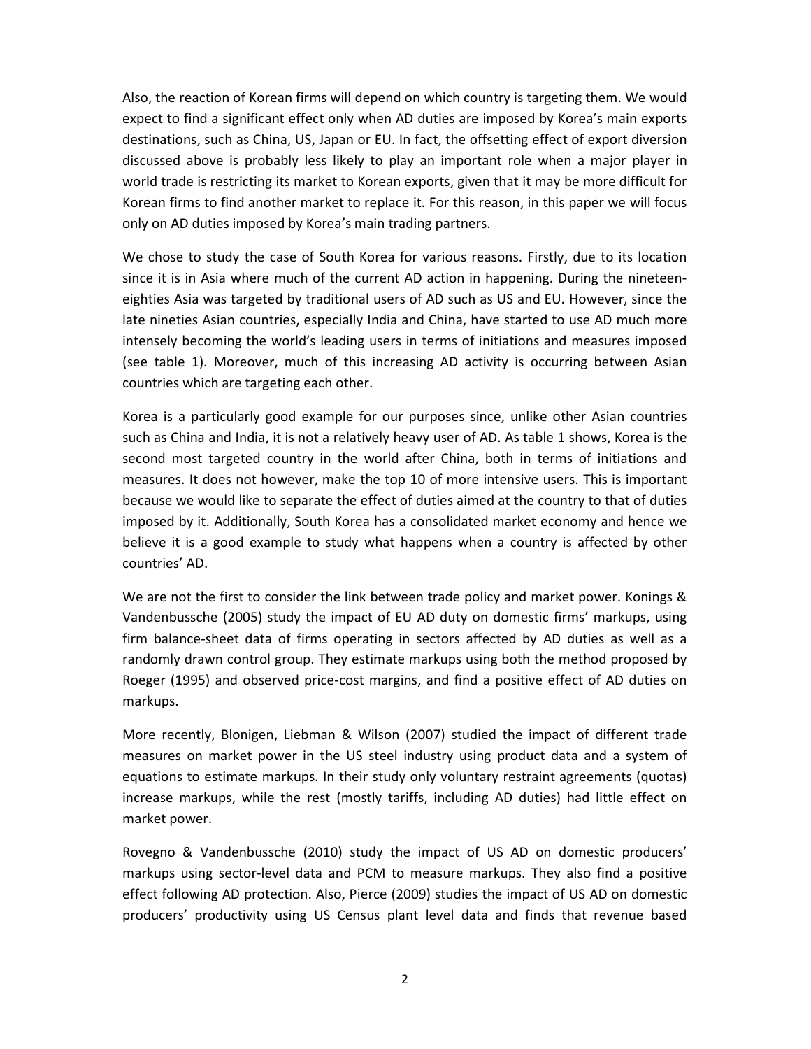Also, the reaction of Korean firms will depend on which country is targeting them. We would expect to find a significant effect only when AD duties are imposed by Korea's main exports destinations, such as China, US, Japan or EU. In fact, the offsetting effect of export diversion discussed above is probably less likely to play an important role when a major player in world trade is restricting its market to Korean exports, given that it may be more difficult for Korean firms to find another market to replace it. For this reason, in this paper we will focus only on AD duties imposed by Korea's main trading partners.

We chose to study the case of South Korea for various reasons. Firstly, due to its location since it is in Asia where much of the current AD action in happening. During the nineteen-eighties Asia was targeted by traditional users of AD such as US and EU. However, since the late nineties Asian countries, especially India and China, have started to use AD much more intensely becoming the world's leading users in terms of initiations and measures imposed (see table 1). Moreover, much of this increasing AD activity is occurring between Asian countries which are targeting each other.

Korea is a particularly good example for our purposes since, unlike other Asian countries such as China and India, it is not a relatively heavy user of AD. As table 1 shows, Korea is the second most targeted country in the world after China, both in terms of initiations and measures. It does not however, make the top 10 of more intensive users. This is important because we would like to separate the effect of duties aimed at the country to that of duties imposed by it. Additionally, South Korea has a consolidated market economy and hence we believe it is a good example to study what happens when a country is affected by other countries' AD.

We are not the first to consider the link between trade policy and market power. Konings & Vandenbussche (2005) study the impact of EU AD duty on domestic firms' markups, using firm balance-sheet data of firms operating in sectors affected by AD duties as well as a randomly drawn control group. They estimate markups using both the method proposed by Roeger (1995) and observed price-cost margins, and find a positive effect of AD duties on markups.

More recently, Blonigen, Liebman & Wilson (2007) studied the impact of different trade measures on market power in the US steel industry using product data and a system of equations to estimate markups. In their study only voluntary restraint agreements (quotas) increase markups, while the rest (mostly tariffs, including AD duties) had little effect on market power.

Rovegno & Vandenbussche (2010) study the impact of US AD on domestic producers' markups using sector-level data and PCM to measure markups. They also find a positive effect following AD protection. Also, Pierce (2009) studies the impact of US AD on domestic producers' productivity using US Census plant level data and finds that revenue based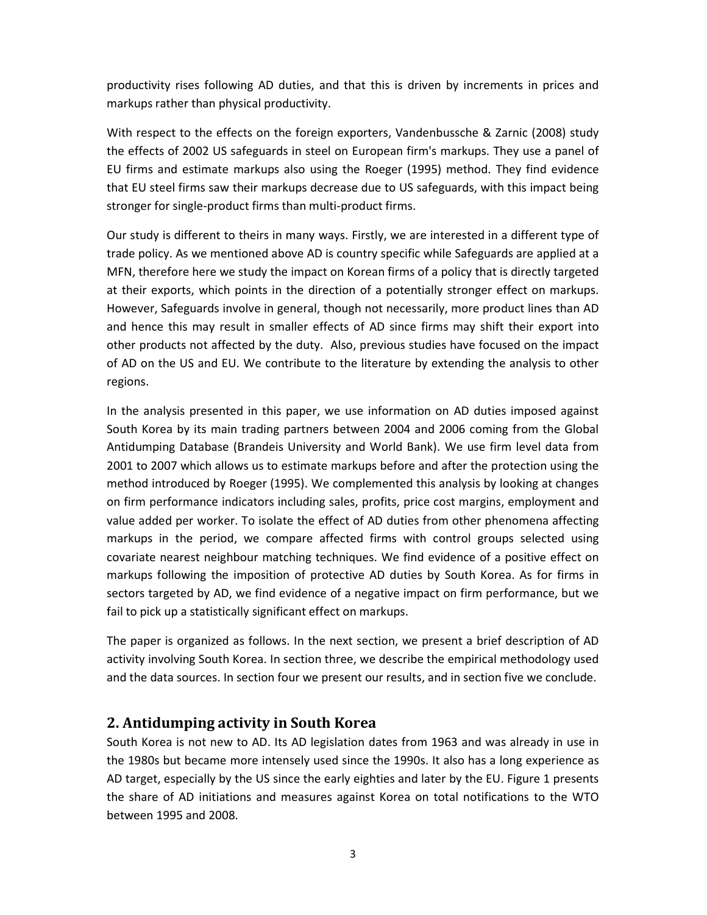productivity rises following AD duties, and that this is driven by increments in prices and markups rather than physical productivity.

With respect to the effects on the foreign exporters, Vandenbussche & Zarnic (2008) study the effects of 2002 US safeguards in steel on European firm's markups. They use a panel of EU firms and estimate markups also using the Roeger (1995) method. They find evidence that EU steel firms saw their markups decrease due to US safeguards, with this impact being stronger for single-product firms than multi-product firms.

Our study is different to theirs in many ways. Firstly, we are interested in a different type of trade policy. As we mentioned above AD is country specific while Safeguards are applied at a MFN, therefore here we study the impact on Korean firms of a policy that is directly targeted at their exports, which points in the direction of a potentially stronger effect on markups. However, Safeguards involve in general, though not necessarily, more product lines than AD and hence this may result in smaller effects of AD since firms may shift their export into other products not affected by the duty. Also, previous studies have focused on the impact of AD on the US and EU. We contribute to the literature by extending the analysis to other regions.

In the analysis presented in this paper, we use information on AD duties imposed against South Korea by its main trading partners between 2004 and 2006 coming from the Global Antidumping Database (Brandeis University and World Bank). We use firm level data from 2001 to 2007 which allows us to estimate markups before and after the protection using the method introduced by Roeger (1995). We complemented this analysis by looking at changes on firm performance indicators including sales, profits, price cost margins, employment and value added per worker. To isolate the effect of AD duties from other phenomena affecting markups in the period, we compare affected firms with control groups selected using covariate nearest neighbour matching techniques. We find evidence of a positive effect on markups following the imposition of protective AD duties by South Korea. As for firms in sectors targeted by AD, we find evidence of a negative impact on firm performance, but we fail to pick up a statistically significant effect on markups.

The paper is organized as follows. In the next section, we present a brief description of AD activity involving South Korea. In section three, we describe the empirical methodology used and the data sources. In section four we present our results, and in section five we conclude.

## 2. Antidumping activity in South Korea

South Korea is not new to AD. Its AD legislation dates from 1963 and was already in use in the 1980s but became more intensely used since the 1990s. It also has a long experience as AD target, especially by the US since the early eighties and later by the EU. Figure 1 presents the share of AD initiations and measures against Korea on total notifications to the WTO between 1995 and 2008.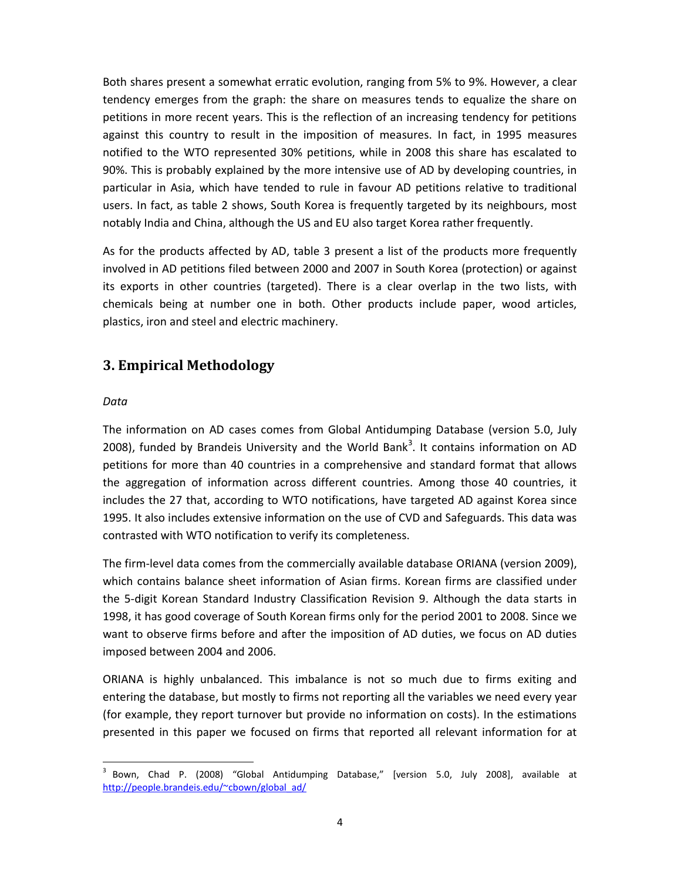Both shares present a somewhat erratic evolution, ranging from 5% to 9%. However, a clear tendency emerges from the graph: the share on measures tends to equalize the share on petitions in more recent years. This is the reflection of an increasing tendency for petitions against this country to result in the imposition of measures. In fact, in 1995 measures notified to the WTO represented 30% petitions, while in 2008 this share has escalated to 90%. This is probably explained by the more intensive use of AD by developing countries, in particular in Asia, which have tended to rule in favour AD petitions relative to traditional users. In fact, as table 2 shows, South Korea is frequently targeted by its neighbours, most notably India and China, although the US and EU also target Korea rather frequently.

As for the products affected by AD, table 3 present a list of the products more frequently involved in AD petitions filed between 2000 and 2007 in South Korea (protection) or against its exports in other countries (targeted). There is a clear overlap in the two lists, with chemicals being at number one in both. Other products include paper, wood articles, plastics, iron and steel and electric machinery.

## 3. Empirical Methodology

*Data*

The information on AD cases comes from Global Antidumping Database (version 5.0, July 2008), funded by Brandeis University and the World Bank[3]. It contains information on AD petitions for more than 40 countries in a comprehensive and standard format that allows the aggregation of information across different countries. Among those 40 countries, it includes the 27 that, according to WTO notifications, have targeted AD against Korea since 1995. It also includes extensive information on the use of CVD and Safeguards. This data was contrasted with WTO notification to verify its completeness.

The firm-level data comes from the commercially available database ORIANA (version 2009), which contains balance sheet information of Asian firms. Korean firms are classified under the 5-digit Korean Standard Industry Classification Revision 9. Although the data starts in 1998, it has good coverage of South Korean firms only for the period 2001 to 2008. Since we want to observe firms before and after the imposition of AD duties, we focus on AD duties imposed between 2004 and 2006.

ORIANA is highly unbalanced. This imbalance is not so much due to firms exiting and entering the database, but mostly to firms not reporting all the variables we need every year (for example, they report turnover but provide no information on costs). In the estimations presented in this paper we focused on firms that reported all relevant information for at

[3] Bown, Chad P. (2008) "Global Antidumping Database," [version 5.0, July 2008], available at http://people.brandeis.edu/~cbown/global_ad/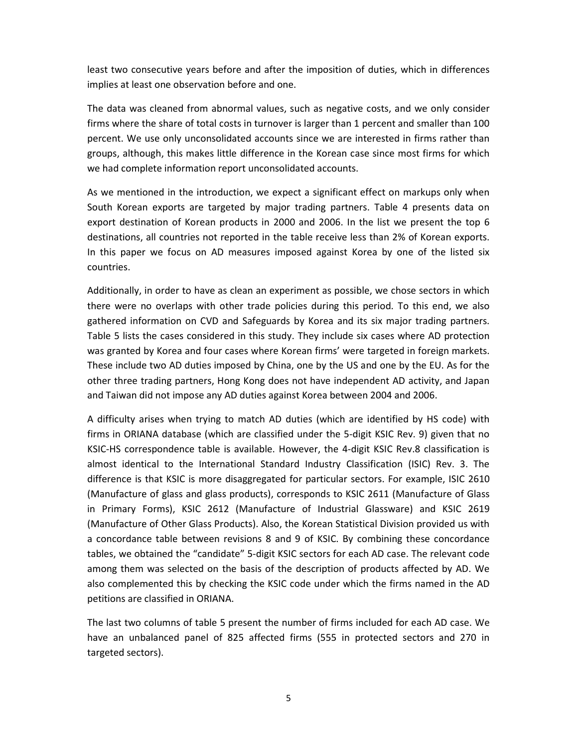least two consecutive years before and after the imposition of duties, which in differences implies at least one observation before and one.

The data was cleaned from abnormal values, such as negative costs, and we only consider firms where the share of total costs in turnover is larger than 1 percent and smaller than 100 percent. We use only unconsolidated accounts since we are interested in firms rather than groups, although, this makes little difference in the Korean case since most firms for which we had complete information report unconsolidated accounts.

As we mentioned in the introduction, we expect a significant effect on markups only when South Korean exports are targeted by major trading partners. Table 4 presents data on export destination of Korean products in 2000 and 2006. In the list we present the top 6 destinations, all countries not reported in the table receive less than 2% of Korean exports. In this paper we focus on AD measures imposed against Korea by one of the listed six countries.

Additionally, in order to have as clean an experiment as possible, we chose sectors in which there were no overlaps with other trade policies during this period. To this end, we also gathered information on CVD and Safeguards by Korea and its six major trading partners. Table 5 lists the cases considered in this study. They include six cases where AD protection was granted by Korea and four cases where Korean firms' were targeted in foreign markets. These include two AD duties imposed by China, one by the US and one by the EU. As for the other three trading partners, Hong Kong does not have independent AD activity, and Japan and Taiwan did not impose any AD duties against Korea between 2004 and 2006.

A difficulty arises when trying to match AD duties (which are identified by HS code) with firms in ORIANA database (which are classified under the 5-digit KSIC Rev. 9) given that no KSIC-HS correspondence table is available. However, the 4-digit KSIC Rev.8 classification is almost identical to the International Standard Industry Classification (ISIC) Rev. 3. The difference is that KSIC is more disaggregated for particular sectors. For example, ISIC 2610 (Manufacture of glass and glass products), corresponds to KSIC 2611 (Manufacture of Glass in Primary Forms), KSIC 2612 (Manufacture of Industrial Glassware) and KSIC 2619 (Manufacture of Other Glass Products). Also, the Korean Statistical Division provided us with a concordance table between revisions 8 and 9 of KSIC. By combining these concordance tables, we obtained the "candidate" 5-digit KSIC sectors for each AD case. The relevant code among them was selected on the basis of the description of products affected by AD. We also complemented this by checking the KSIC code under which the firms named in the AD petitions are classified in ORIANA.

The last two columns of table 5 present the number of firms included for each AD case. We have an unbalanced panel of 825 affected firms (555 in protected sectors and 270 in targeted sectors).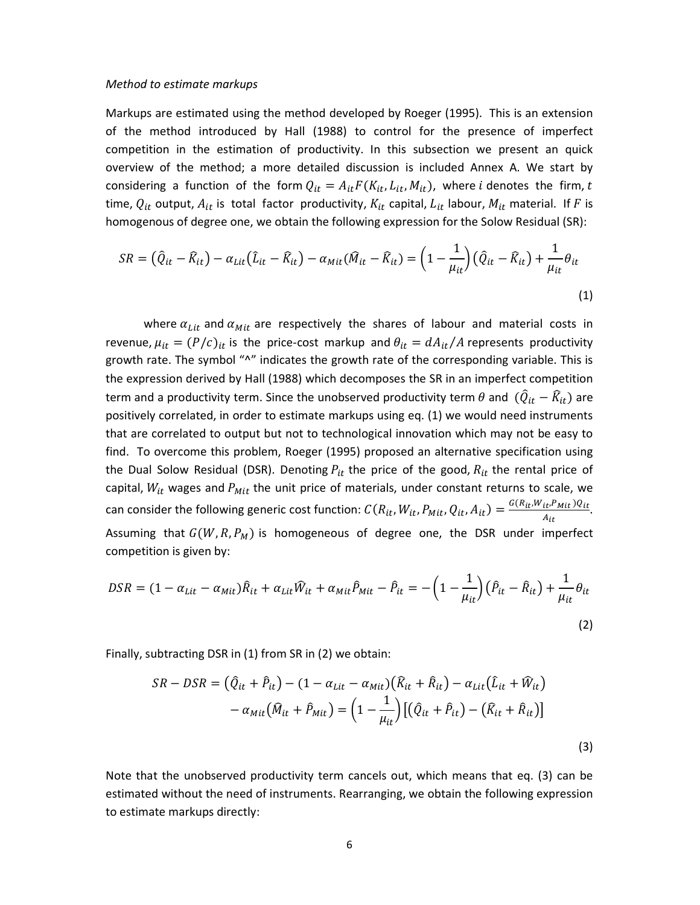*Method to estimate markups*

Markups are estimated using the method developed by Roeger (1995). This is an extension of the method introduced by Hall (1988) to control for the presence of imperfect competition in the estimation of productivity. In this subsection we present an quick overview of the method; a more detailed discussion is included Annex A. We start by considering a function of the form $Q_{it} = A_{it}F(K_{it}, L_{it}, M_{it})$, where $i$ denotes the firm, $t$ time, $Q_{it}$ output, $A_{it}$ is total factor productivity, $K_{it}$ capital, $L_{it}$ labour, $M_{it}$ material. If $F$ is homogenous of degree one, we obtain the following expression for the Solow Residual (SR):

$$SR = (\hat{Q}_{it} - \hat{K}_{it}) - \alpha_{Lit}(\hat{L}_{it} - \hat{K}_{it}) - \alpha_{Mit}(\hat{M}_{it} - \hat{K}_{it}) = \left(1 - \frac{1}{\mu_{it}}\right)(\hat{Q}_{it} - \hat{K}_{it}) + \frac{1}{\mu_{it}}\theta_{it} \tag{1}$$

where $\alpha_{Lit}$ and $\alpha_{Mit}$ are respectively the shares of labour and material costs in revenue, $\mu_{it} = (P/c)_{it}$ is the price-cost markup and $\theta_{it} = dA_{it}/A$ represents productivity growth rate. The symbol "^" indicates the growth rate of the corresponding variable. This is the expression derived by Hall (1988) which decomposes the SR in an imperfect competition term and a productivity term. Since the unobserved productivity term $\theta$ and $(\hat{Q}_{it} - \hat{K}_{it})$ are positively correlated, in order to estimate markups using eq. (1) we would need instruments that are correlated to output but not to technological innovation which may not be easy to find. To overcome this problem, Roeger (1995) proposed an alternative specification using the Dual Solow Residual (DSR). Denoting $P_{it}$ the price of the good, $R_{it}$ the rental price of capital, $W_{it}$ wages and $P_{Mit}$ the unit price of materials, under constant returns to scale, we can consider the following generic cost function: $C(R_{it}, W_{it}, P_{Mit}, Q_{it}, A_{it}) = \frac{G(R_{it}, W_{it}, P_{Mit})Q_{it}}{A_{it}}$. Assuming that $G(W, R, P_M)$ is homogeneous of degree one, the DSR under imperfect competition is given by:

$$DSR = (1 - \alpha_{Lit} - \alpha_{Mit})\hat{R}_{it} + \alpha_{Lit}\hat{W}_{it} + \alpha_{Mit}\hat{P}_{Mit} - \hat{P}_{it} = -\left(1 - \frac{1}{\mu_{it}}\right)(\hat{P}_{it} - \hat{R}_{it}) + \frac{1}{\mu_{it}}\theta_{it} \tag{2}$$

Finally, subtracting DSR in (1) from SR in (2) we obtain:

$$\begin{aligned} SR - DSR = (\hat{Q}_{it} + \hat{P}_{it}) - (1 - \alpha_{Lit} - \alpha_{Mit})(\hat{K}_{it} + \hat{R}_{it}) - \alpha_{Lit}(\hat{L}_{it} + \hat{W}_{it}) \\ - \alpha_{Mit}(\hat{M}_{it} + \hat{P}_{Mit}) = \left(1 - \frac{1}{\mu_{it}}\right)\left[(\hat{Q}_{it} + \hat{P}_{it}) - (\hat{K}_{it} + \hat{R}_{it})\right] \end{aligned} \tag{3}$$

Note that the unobserved productivity term cancels out, which means that eq. (3) can be estimated without the need of instruments. Rearranging, we obtain the following expression to estimate markups directly: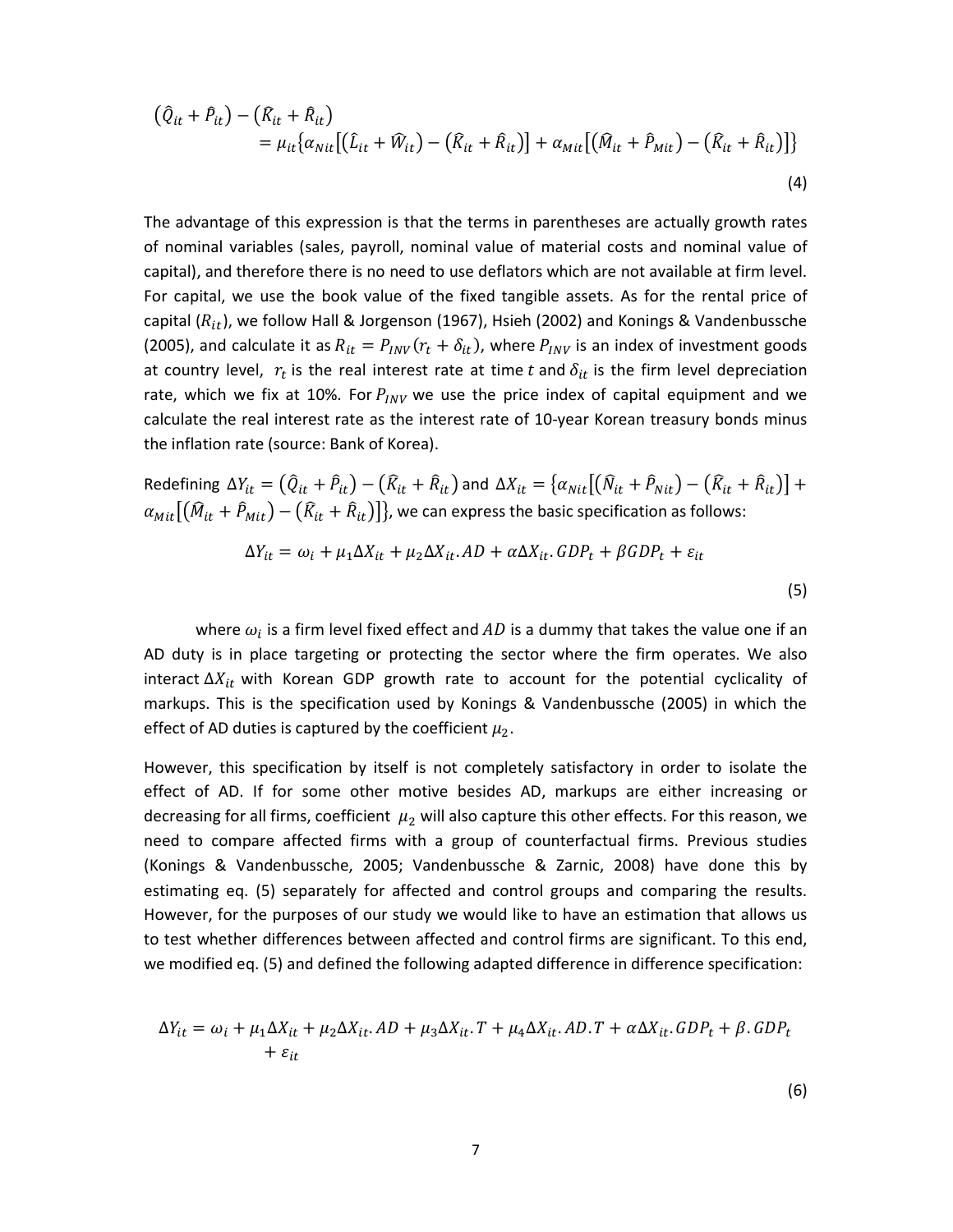$$\left(\hat{Q}_{it} + \hat{P}_{it}\right) - \left(\hat{K}_{it} + \hat{R}_{it}\right) = \mu_{it}\left\{\alpha_{Nit}\left[\left(\hat{L}_{it} + \hat{W}_{it}\right) - \left(\hat{K}_{it} + \hat{R}_{it}\right)\right] + \alpha_{Mit}\left[\left(\hat{M}_{it} + \hat{P}_{Mit}\right) - \left(\hat{K}_{it} + \hat{R}_{it}\right)\right]\right\} \tag{4}$$

The advantage of this expression is that the terms in parentheses are actually growth rates of nominal variables (sales, payroll, nominal value of material costs and nominal value of capital), and therefore there is no need to use deflators which are not available at firm level. For capital, we use the book value of the fixed tangible assets. As for the rental price of capital ($R_{it}$), we follow Hall & Jorgenson (1967), Hsieh (2002) and Konings & Vandenbussche (2005), and calculate it as $R_{it} = P_{INV}(r_t + \delta_{it})$, where $P_{INV}$ is an index of investment goods at country level, $r_t$ is the real interest rate at time $t$ and $\delta_{it}$ is the firm level depreciation rate, which we fix at 10%. For $P_{INV}$ we use the price index of capital equipment and we calculate the real interest rate as the interest rate of 10-year Korean treasury bonds minus the inflation rate (source: Bank of Korea).

Redefining $\Delta Y_{it} = \left(\hat{Q}_{it} + \hat{P}_{it}\right) - \left(\hat{K}_{it} + \hat{R}_{it}\right)$ and $\Delta X_{it} = \left\{\alpha_{Nit}\left[\left(\hat{N}_{it} + \hat{P}_{Nit}\right) - \left(\hat{K}_{it} + \hat{R}_{it}\right)\right] + \alpha_{Mit}\left[\left(\hat{M}_{it} + \hat{P}_{Mit}\right) - \left(\hat{K}_{it} + \hat{R}_{it}\right)\right]\right\}$, we can express the basic specification as follows:

$$\Delta Y_{it} = \omega_i + \mu_1 \Delta X_{it} + \mu_2 \Delta X_{it}.AD + \alpha \Delta X_{it}.GDP_t + \beta GDP_t + \varepsilon_{it} \tag{5}$$

where $\omega_i$ is a firm level fixed effect and $AD$ is a dummy that takes the value one if an AD duty is in place targeting or protecting the sector where the firm operates. We also interact $\Delta X_{it}$ with Korean GDP growth rate to account for the potential cyclicality of markups. This is the specification used by Konings & Vandenbussche (2005) in which the effect of AD duties is captured by the coefficient $\mu_2$.

However, this specification by itself is not completely satisfactory in order to isolate the effect of AD. If for some other motive besides AD, markups are either increasing or decreasing for all firms, coefficient $\mu_2$ will also capture this other effects. For this reason, we need to compare affected firms with a group of counterfactual firms. Previous studies (Konings & Vandenbussche, 2005; Vandenbussche & Zarnic, 2008) have done this by estimating eq. (5) separately for affected and control groups and comparing the results. However, for the purposes of our study we would like to have an estimation that allows us to test whether differences between affected and control firms are significant. To this end, we modified eq. (5) and defined the following adapted difference in difference specification:

$$\Delta Y_{it} = \omega_i + \mu_1 \Delta X_{it} + \mu_2 \Delta X_{it}.AD + \mu_3 \Delta X_{it}.T + \mu_4 \Delta X_{it}.AD.T + \alpha \Delta X_{it}.GDP_t + \beta.GDP_t + \varepsilon_{it} \tag{6}$$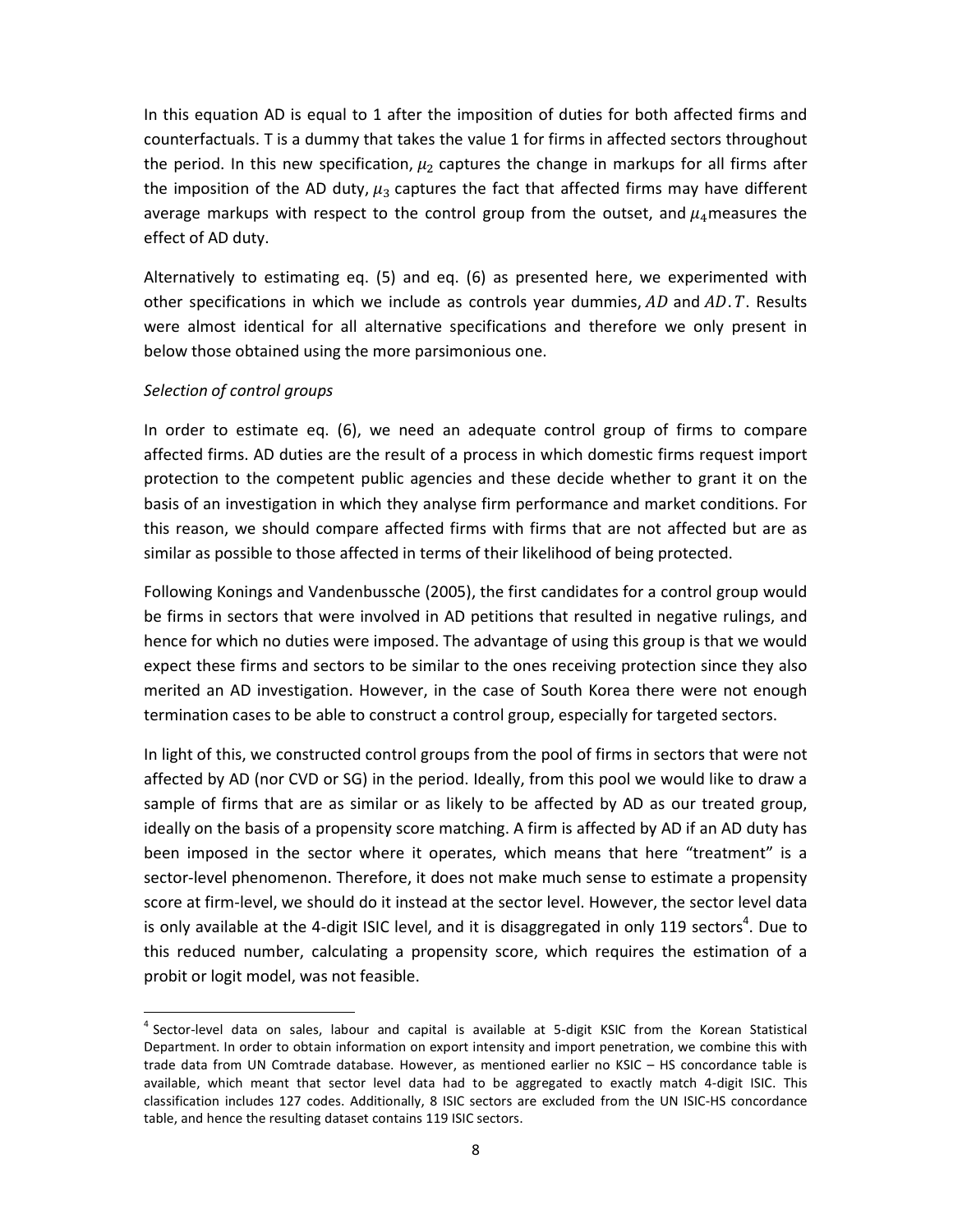In this equation AD is equal to 1 after the imposition of duties for both affected firms and counterfactuals. T is a dummy that takes the value 1 for firms in affected sectors throughout the period. In this new specification, $\mu_2$ captures the change in markups for all firms after the imposition of the AD duty, $\mu_3$ captures the fact that affected firms may have different average markups with respect to the control group from the outset, and $\mu_4$ measures the effect of AD duty.

Alternatively to estimating eq. (5) and eq. (6) as presented here, we experimented with other specifications in which we include as controls year dummies, $AD$ and $AD.T$. Results were almost identical for all alternative specifications and therefore we only present in below those obtained using the more parsimonious one.

*Selection of control groups*

In order to estimate eq. (6), we need an adequate control group of firms to compare affected firms. AD duties are the result of a process in which domestic firms request import protection to the competent public agencies and these decide whether to grant it on the basis of an investigation in which they analyse firm performance and market conditions. For this reason, we should compare affected firms with firms that are not affected but are as similar as possible to those affected in terms of their likelihood of being protected.

Following Konings and Vandenbussche (2005), the first candidates for a control group would be firms in sectors that were involved in AD petitions that resulted in negative rulings, and hence for which no duties were imposed. The advantage of using this group is that we would expect these firms and sectors to be similar to the ones receiving protection since they also merited an AD investigation. However, in the case of South Korea there were not enough termination cases to be able to construct a control group, especially for targeted sectors.

In light of this, we constructed control groups from the pool of firms in sectors that were not affected by AD (nor CVD or SG) in the period. Ideally, from this pool we would like to draw a sample of firms that are as similar or as likely to be affected by AD as our treated group, ideally on the basis of a propensity score matching. A firm is affected by AD if an AD duty has been imposed in the sector where it operates, which means that here "treatment" is a sector-level phenomenon. Therefore, it does not make much sense to estimate a propensity score at firm-level, we should do it instead at the sector level. However, the sector level data is only available at the 4-digit ISIC level, and it is disaggregated in only 119 sectors[4]. Due to this reduced number, calculating a propensity score, which requires the estimation of a probit or logit model, was not feasible.

[4] Sector-level data on sales, labour and capital is available at 5-digit KSIC from the Korean Statistical Department. In order to obtain information on export intensity and import penetration, we combine this with trade data from UN Comtrade database. However, as mentioned earlier no KSIC – HS concordance table is available, which meant that sector level data had to be aggregated to exactly match 4-digit ISIC. This classification includes 127 codes. Additionally, 8 ISIC sectors are excluded from the UN ISIC-HS concordance table, and hence the resulting dataset contains 119 ISIC sectors.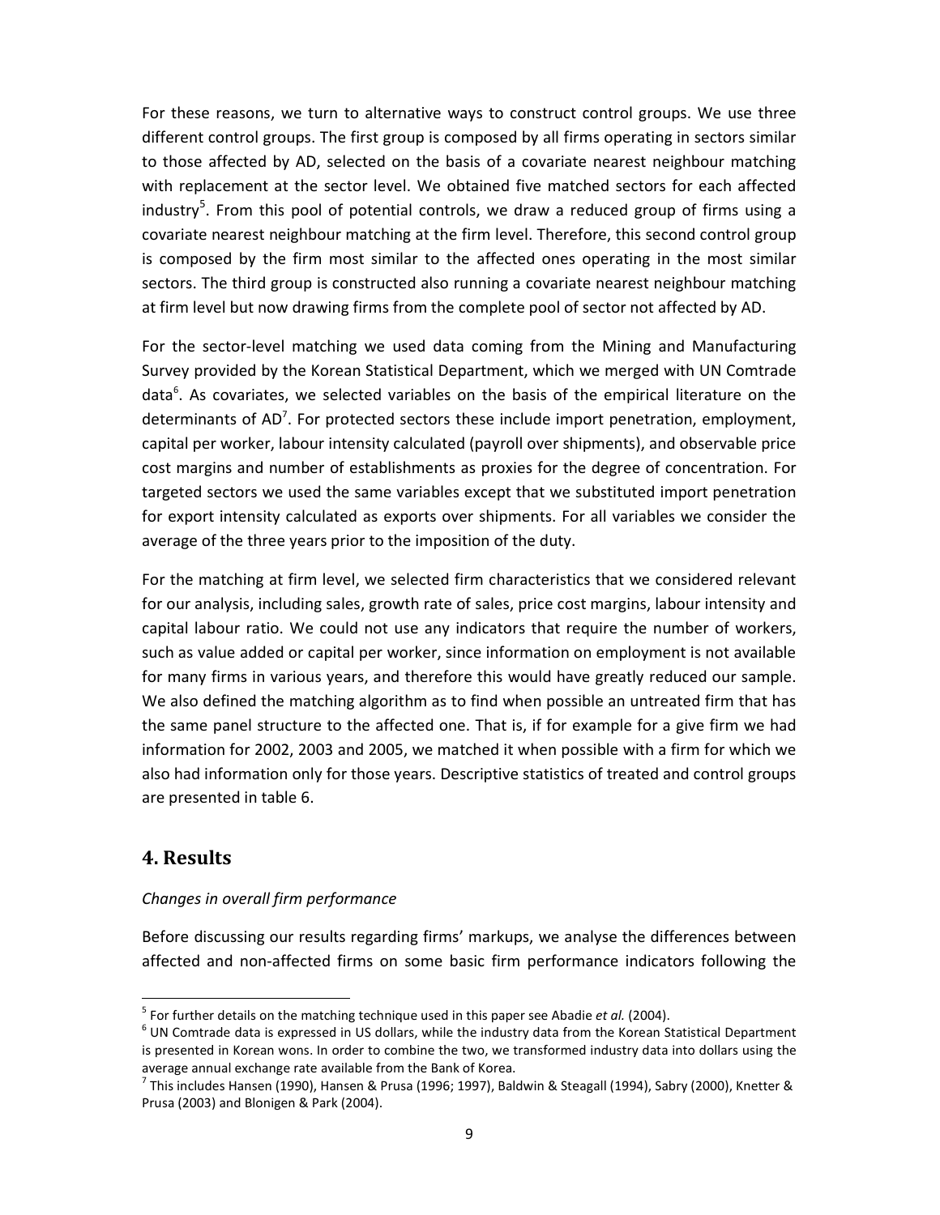For these reasons, we turn to alternative ways to construct control groups. We use three different control groups. The first group is composed by all firms operating in sectors similar to those affected by AD, selected on the basis of a covariate nearest neighbour matching with replacement at the sector level. We obtained five matched sectors for each affected industry[5]. From this pool of potential controls, we draw a reduced group of firms using a covariate nearest neighbour matching at the firm level. Therefore, this second control group is composed by the firm most similar to the affected ones operating in the most similar sectors. The third group is constructed also running a covariate nearest neighbour matching at firm level but now drawing firms from the complete pool of sector not affected by AD.

For the sector-level matching we used data coming from the Mining and Manufacturing Survey provided by the Korean Statistical Department, which we merged with UN Comtrade data[6]. As covariates, we selected variables on the basis of the empirical literature on the determinants of AD[7]. For protected sectors these include import penetration, employment, capital per worker, labour intensity calculated (payroll over shipments), and observable price cost margins and number of establishments as proxies for the degree of concentration. For targeted sectors we used the same variables except that we substituted import penetration for export intensity calculated as exports over shipments. For all variables we consider the average of the three years prior to the imposition of the duty.

For the matching at firm level, we selected firm characteristics that we considered relevant for our analysis, including sales, growth rate of sales, price cost margins, labour intensity and capital labour ratio. We could not use any indicators that require the number of workers, such as value added or capital per worker, since information on employment is not available for many firms in various years, and therefore this would have greatly reduced our sample. We also defined the matching algorithm as to find when possible an untreated firm that has the same panel structure to the affected one. That is, if for example for a give firm we had information for 2002, 2003 and 2005, we matched it when possible with a firm for which we also had information only for those years. Descriptive statistics of treated and control groups are presented in table 6.

## 4. Results

*Changes in overall firm performance*

Before discussing our results regarding firms' markups, we analyse the differences between affected and non-affected firms on some basic firm performance indicators following the

---

[5] For further details on the matching technique used in this paper see Abadie *et al.* (2004).

[6] UN Comtrade data is expressed in US dollars, while the industry data from the Korean Statistical Department is presented in Korean wons. In order to combine the two, we transformed industry data into dollars using the average annual exchange rate available from the Bank of Korea.

[7] This includes Hansen (1990), Hansen & Prusa (1996; 1997), Baldwin & Steagall (1994), Sabry (2000), Knetter & Prusa (2003) and Blonigen & Park (2004).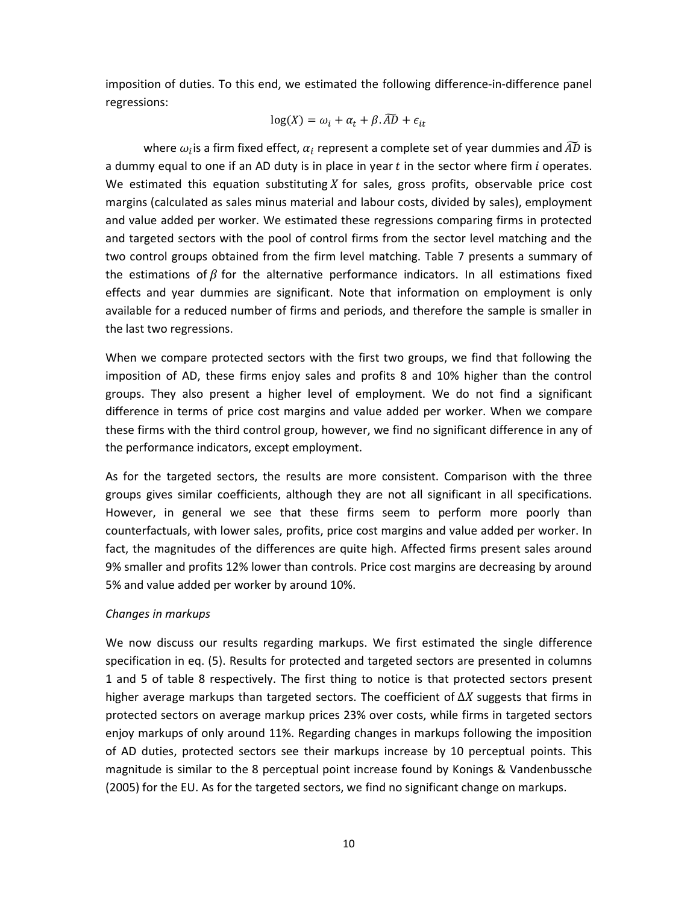imposition of duties. To this end, we estimated the following difference-in-difference panel regressions:

$$\log(X) = \omega_i + \alpha_t + \beta.\widehat{AD} + \epsilon_{it}$$

where $\omega_i$is a firm fixed effect, $\alpha_i$ represent a complete set of year dummies and $\widehat{AD}$ is a dummy equal to one if an AD duty is in place in year $t$ in the sector where firm $i$ operates. We estimated this equation substituting $X$ for sales, gross profits, observable price cost margins (calculated as sales minus material and labour costs, divided by sales), employment and value added per worker. We estimated these regressions comparing firms in protected and targeted sectors with the pool of control firms from the sector level matching and the two control groups obtained from the firm level matching. Table 7 presents a summary of the estimations of $\beta$ for the alternative performance indicators. In all estimations fixed effects and year dummies are significant. Note that information on employment is only available for a reduced number of firms and periods, and therefore the sample is smaller in the last two regressions.

When we compare protected sectors with the first two groups, we find that following the imposition of AD, these firms enjoy sales and profits 8 and 10% higher than the control groups. They also present a higher level of employment. We do not find a significant difference in terms of price cost margins and value added per worker. When we compare these firms with the third control group, however, we find no significant difference in any of the performance indicators, except employment.

As for the targeted sectors, the results are more consistent. Comparison with the three groups gives similar coefficients, although they are not all significant in all specifications. However, in general we see that these firms seem to perform more poorly than counterfactuals, with lower sales, profits, price cost margins and value added per worker. In fact, the magnitudes of the differences are quite high. Affected firms present sales around 9% smaller and profits 12% lower than controls. Price cost margins are decreasing by around 5% and value added per worker by around 10%.

*Changes in markups*

We now discuss our results regarding markups. We first estimated the single difference specification in eq. (5). Results for protected and targeted sectors are presented in columns 1 and 5 of table 8 respectively. The first thing to notice is that protected sectors present higher average markups than targeted sectors. The coefficient of $\Delta X$ suggests that firms in protected sectors on average markup prices 23% over costs, while firms in targeted sectors enjoy markups of only around 11%. Regarding changes in markups following the imposition of AD duties, protected sectors see their markups increase by 10 perceptual points. This magnitude is similar to the 8 perceptual point increase found by Konings & Vandenbussche (2005) for the EU. As for the targeted sectors, we find no significant change on markups.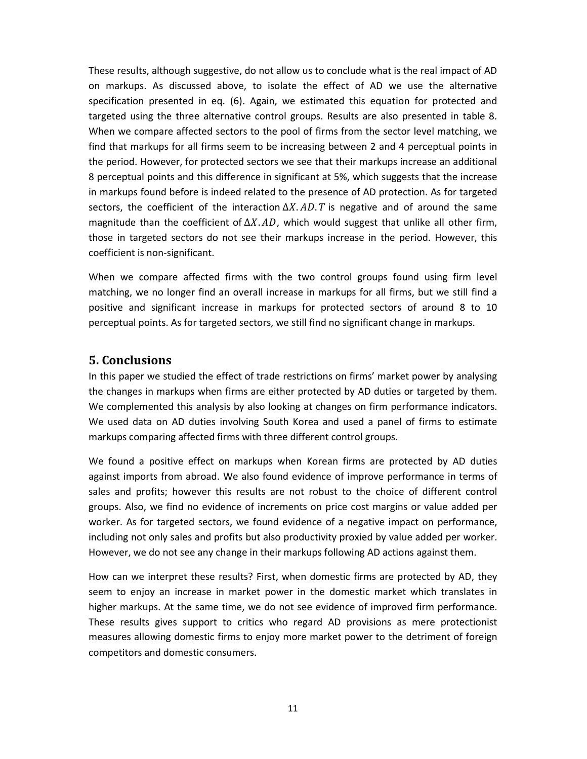These results, although suggestive, do not allow us to conclude what is the real impact of AD on markups. As discussed above, to isolate the effect of AD we use the alternative specification presented in eq. (6). Again, we estimated this equation for protected and targeted using the three alternative control groups. Results are also presented in table 8. When we compare affected sectors to the pool of firms from the sector level matching, we find that markups for all firms seem to be increasing between 2 and 4 perceptual points in the period. However, for protected sectors we see that their markups increase an additional 8 perceptual points and this difference in significant at 5%, which suggests that the increase in markups found before is indeed related to the presence of AD protection. As for targeted sectors, the coefficient of the interaction $\Delta X.AD.T$ is negative and of around the same magnitude than the coefficient of $\Delta X.AD$, which would suggest that unlike all other firm, those in targeted sectors do not see their markups increase in the period. However, this coefficient is non-significant.

When we compare affected firms with the two control groups found using firm level matching, we no longer find an overall increase in markups for all firms, but we still find a positive and significant increase in markups for protected sectors of around 8 to 10 perceptual points. As for targeted sectors, we still find no significant change in markups.

## 5. Conclusions

In this paper we studied the effect of trade restrictions on firms' market power by analysing the changes in markups when firms are either protected by AD duties or targeted by them. We complemented this analysis by also looking at changes on firm performance indicators. We used data on AD duties involving South Korea and used a panel of firms to estimate markups comparing affected firms with three different control groups.

We found a positive effect on markups when Korean firms are protected by AD duties against imports from abroad. We also found evidence of improve performance in terms of sales and profits; however this results are not robust to the choice of different control groups. Also, we find no evidence of increments on price cost margins or value added per worker. As for targeted sectors, we found evidence of a negative impact on performance, including not only sales and profits but also productivity proxied by value added per worker. However, we do not see any change in their markups following AD actions against them.

How can we interpret these results? First, when domestic firms are protected by AD, they seem to enjoy an increase in market power in the domestic market which translates in higher markups. At the same time, we do not see evidence of improved firm performance. These results gives support to critics who regard AD provisions as mere protectionist measures allowing domestic firms to enjoy more market power to the detriment of foreign competitors and domestic consumers.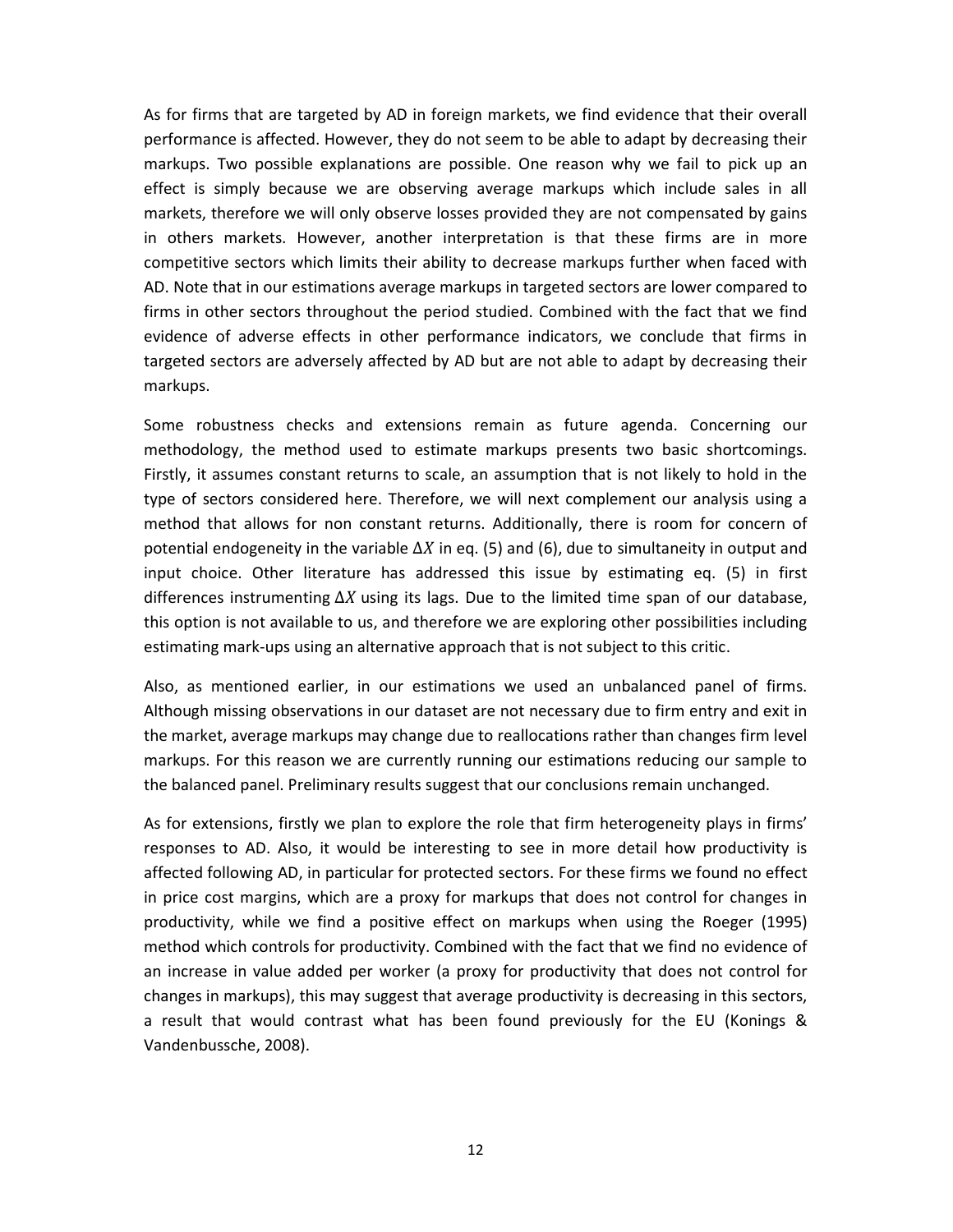As for firms that are targeted by AD in foreign markets, we find evidence that their overall performance is affected. However, they do not seem to be able to adapt by decreasing their markups. Two possible explanations are possible. One reason why we fail to pick up an effect is simply because we are observing average markups which include sales in all markets, therefore we will only observe losses provided they are not compensated by gains in others markets. However, another interpretation is that these firms are in more competitive sectors which limits their ability to decrease markups further when faced with AD. Note that in our estimations average markups in targeted sectors are lower compared to firms in other sectors throughout the period studied. Combined with the fact that we find evidence of adverse effects in other performance indicators, we conclude that firms in targeted sectors are adversely affected by AD but are not able to adapt by decreasing their markups.

Some robustness checks and extensions remain as future agenda. Concerning our methodology, the method used to estimate markups presents two basic shortcomings. Firstly, it assumes constant returns to scale, an assumption that is not likely to hold in the type of sectors considered here. Therefore, we will next complement our analysis using a method that allows for non constant returns. Additionally, there is room for concern of potential endogeneity in the variable $\Delta X$ in eq. (5) and (6), due to simultaneity in output and input choice. Other literature has addressed this issue by estimating eq. (5) in first differences instrumenting $\Delta X$ using its lags. Due to the limited time span of our database, this option is not available to us, and therefore we are exploring other possibilities including estimating mark-ups using an alternative approach that is not subject to this critic.

Also, as mentioned earlier, in our estimations we used an unbalanced panel of firms. Although missing observations in our dataset are not necessary due to firm entry and exit in the market, average markups may change due to reallocations rather than changes firm level markups. For this reason we are currently running our estimations reducing our sample to the balanced panel. Preliminary results suggest that our conclusions remain unchanged.

As for extensions, firstly we plan to explore the role that firm heterogeneity plays in firms' responses to AD. Also, it would be interesting to see in more detail how productivity is affected following AD, in particular for protected sectors. For these firms we found no effect in price cost margins, which are a proxy for markups that does not control for changes in productivity, while we find a positive effect on markups when using the Roeger (1995) method which controls for productivity. Combined with the fact that we find no evidence of an increase in value added per worker (a proxy for productivity that does not control for changes in markups), this may suggest that average productivity is decreasing in this sectors, a result that would contrast what has been found previously for the EU (Konings & Vandenbussche, 2008).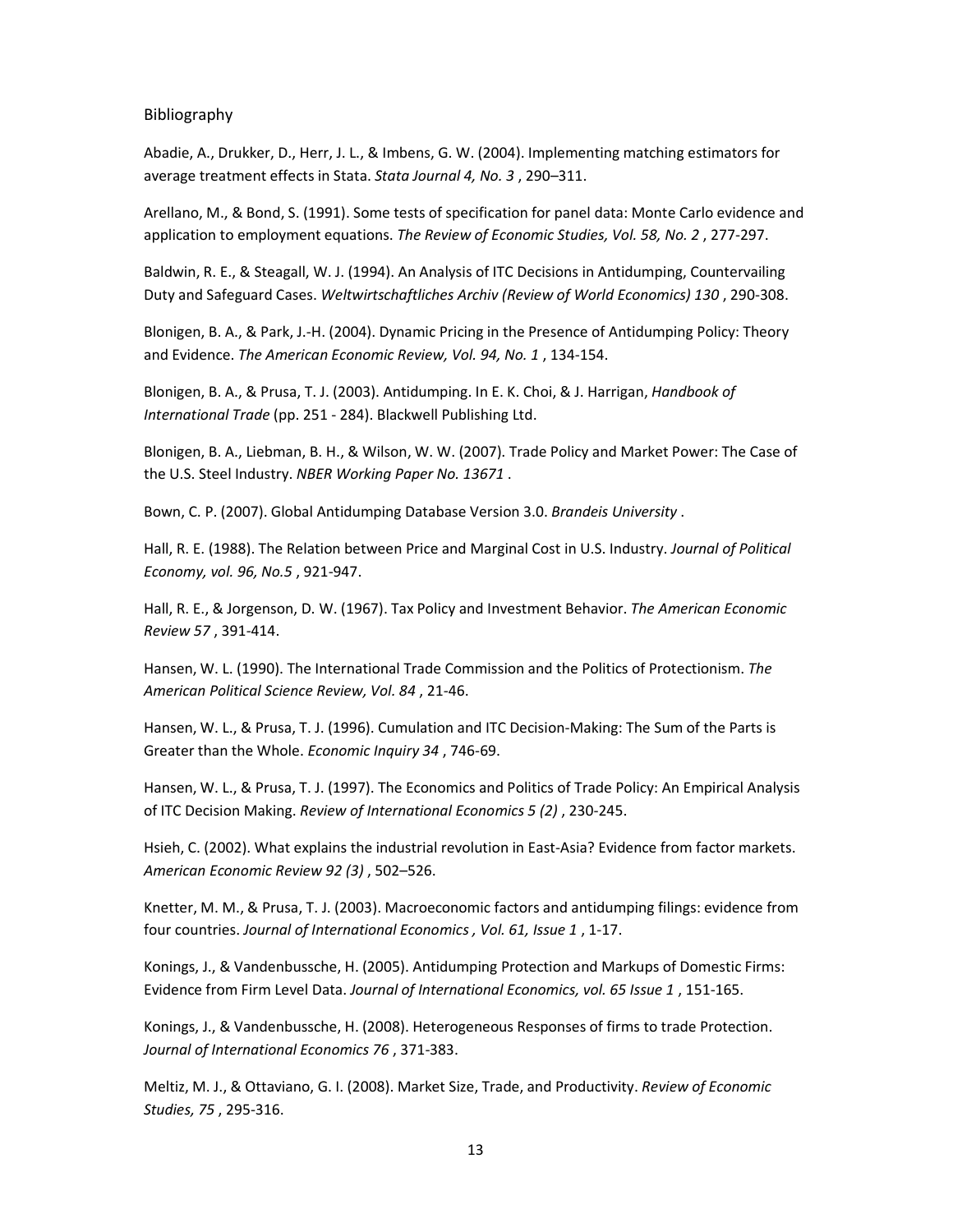# Bibliography

Abadie, A., Drukker, D., Herr, J. L., & Imbens, G. W. (2004). Implementing matching estimators for average treatment effects in Stata. *Stata Journal 4, No. 3* , 290–311.

Arellano, M., & Bond, S. (1991). Some tests of specification for panel data: Monte Carlo evidence and application to employment equations. *The Review of Economic Studies, Vol. 58, No. 2* , 277-297.

Baldwin, R. E., & Steagall, W. J. (1994). An Analysis of ITC Decisions in Antidumping, Countervailing Duty and Safeguard Cases. *Weltwirtschaftliches Archiv (Review of World Economics) 130* , 290-308.

Blonigen, B. A., & Park, J.-H. (2004). Dynamic Pricing in the Presence of Antidumping Policy: Theory and Evidence. *The American Economic Review, Vol. 94, No. 1* , 134-154.

Blonigen, B. A., & Prusa, T. J. (2003). Antidumping. In E. K. Choi, & J. Harrigan, *Handbook of International Trade* (pp. 251 - 284). Blackwell Publishing Ltd.

Blonigen, B. A., Liebman, B. H., & Wilson, W. W. (2007). Trade Policy and Market Power: The Case of the U.S. Steel Industry. *NBER Working Paper No. 13671* .

Bown, C. P. (2007). Global Antidumping Database Version 3.0. *Brandeis University* .

Hall, R. E. (1988). The Relation between Price and Marginal Cost in U.S. Industry. *Journal of Political Economy, vol. 96, No.5* , 921-947.

Hall, R. E., & Jorgenson, D. W. (1967). Tax Policy and Investment Behavior. *The American Economic Review 57* , 391-414.

Hansen, W. L. (1990). The International Trade Commission and the Politics of Protectionism. *The American Political Science Review, Vol. 84* , 21-46.

Hansen, W. L., & Prusa, T. J. (1996). Cumulation and ITC Decision-Making: The Sum of the Parts is Greater than the Whole. *Economic Inquiry 34* , 746-69.

Hansen, W. L., & Prusa, T. J. (1997). The Economics and Politics of Trade Policy: An Empirical Analysis of ITC Decision Making. *Review of International Economics 5 (2)* , 230-245.

Hsieh, C. (2002). What explains the industrial revolution in East-Asia? Evidence from factor markets. *American Economic Review 92 (3)* , 502–526.

Knetter, M. M., & Prusa, T. J. (2003). Macroeconomic factors and antidumping filings: evidence from four countries. *Journal of International Economics , Vol. 61, Issue 1* , 1-17.

Konings, J., & Vandenbussche, H. (2005). Antidumping Protection and Markups of Domestic Firms: Evidence from Firm Level Data. *Journal of International Economics, vol. 65 Issue 1* , 151-165.

Konings, J., & Vandenbussche, H. (2008). Heterogeneous Responses of firms to trade Protection. *Journal of International Economics 76* , 371-383.

Meltiz, M. J., & Ottaviano, G. I. (2008). Market Size, Trade, and Productivity. *Review of Economic Studies, 75* , 295-316.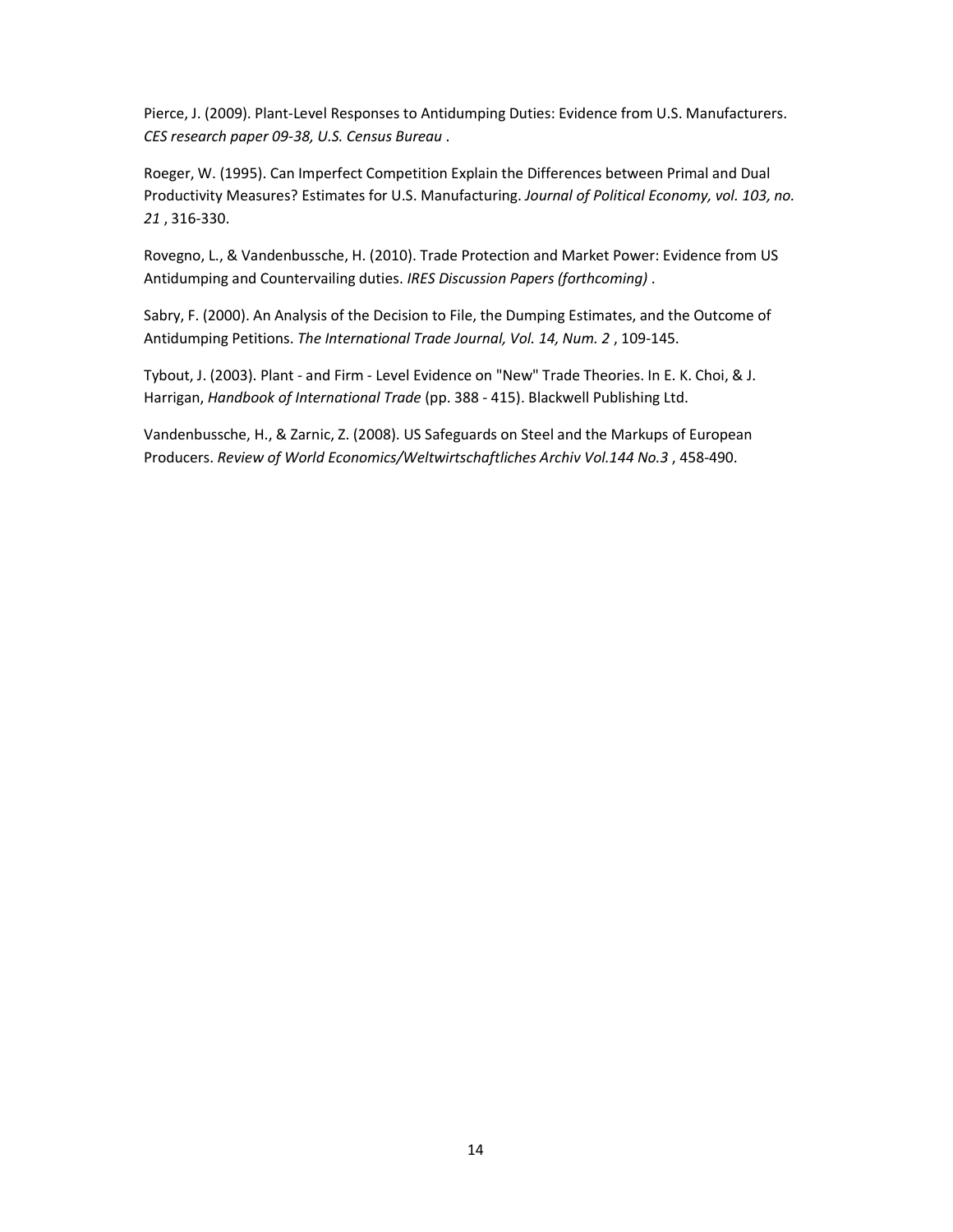Pierce, J. (2009). Plant-Level Responses to Antidumping Duties: Evidence from U.S. Manufacturers. *CES research paper 09-38, U.S. Census Bureau* .

Roeger, W. (1995). Can Imperfect Competition Explain the Differences between Primal and Dual Productivity Measures? Estimates for U.S. Manufacturing. *Journal of Political Economy, vol. 103, no. 21* , 316-330.

Rovegno, L., & Vandenbussche, H. (2010). Trade Protection and Market Power: Evidence from US Antidumping and Countervailing duties. *IRES Discussion Papers (forthcoming)* .

Sabry, F. (2000). An Analysis of the Decision to File, the Dumping Estimates, and the Outcome of Antidumping Petitions. *The International Trade Journal, Vol. 14, Num. 2* , 109-145.

Tybout, J. (2003). Plant - and Firm - Level Evidence on "New" Trade Theories. In E. K. Choi, & J. Harrigan, *Handbook of International Trade* (pp. 388 - 415). Blackwell Publishing Ltd.

Vandenbussche, H., & Zarnic, Z. (2008). US Safeguards on Steel and the Markups of European Producers. *Review of World Economics/Weltwirtschaftliches Archiv Vol.144 No.3* , 458-490.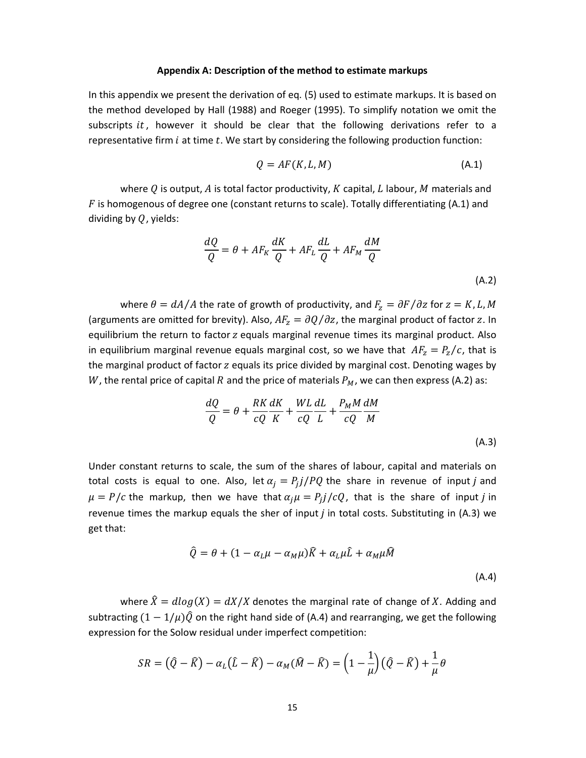### Appendix A: Description of the method to estimate markups

In this appendix we present the derivation of eq. (5) used to estimate markups. It is based on the method developed by Hall (1988) and Roeger (1995). To simplify notation we omit the subscripts $it$, however it should be clear that the following derivations refer to a representative firm $i$ at time $t$. We start by considering the following production function:

$$Q = AF(K, L, M) \tag{A.1}$$

where $Q$ is output, $A$ is total factor productivity, $K$ capital, $L$ labour, $M$ materials and $F$ is homogenous of degree one (constant returns to scale). Totally differentiating (A.1) and dividing by $Q$, yields:

$$\frac{dQ}{Q} = \theta + AF_K \frac{dK}{Q} + AF_L \frac{dL}{Q} + AF_M \frac{dM}{Q} \tag{A.2}$$

where $\theta = dA/A$ the rate of growth of productivity, and $F_z = \partial F/\partial z$ for $z = K, L, M$ (arguments are omitted for brevity). Also, $AF_z = \partial Q/\partial z$, the marginal product of factor $z$. In equilibrium the return to factor $z$ equals marginal revenue times its marginal product. Also in equilibrium marginal revenue equals marginal cost, so we have that $AF_z = P_z/c$, that is the marginal product of factor $z$ equals its price divided by marginal cost. Denoting wages by $W$, the rental price of capital $R$ and the price of materials $P_M$, we can then express (A.2) as:

$$\frac{dQ}{Q} = \theta + \frac{RK}{cQ}\frac{dK}{K} + \frac{WL}{cQ}\frac{dL}{L} + \frac{P_M M}{cQ}\frac{dM}{M} \tag{A.3}$$

Under constant returns to scale, the sum of the shares of labour, capital and materials on total costs is equal to one. Also, let $\alpha_j = P_j j/PQ$ the share in revenue of input *j* and $\mu = P/c$ the markup, then we have that $\alpha_j \mu = P_j j/cQ$, that is the share of input *j* in revenue times the markup equals the sher of input *j* in total costs. Substituting in (A.3) we get that:

$$\hat{Q} = \theta + (1 - \alpha_L \mu - \alpha_M \mu)\hat{K} + \alpha_L \mu \hat{L} + \alpha_M \mu \hat{M} \tag{A.4}$$

where $\hat{X} = dlog(X) = dX/X$ denotes the marginal rate of change of $X$. Adding and subtracting $(1 - 1/\mu)\hat{Q}$ on the right hand side of (A.4) and rearranging, we get the following expression for the Solow residual under imperfect competition:

$$SR = (\hat{Q} - \hat{K}) - \alpha_L(\hat{L} - \hat{K}) - \alpha_M(\hat{M} - \hat{K}) = \left(1 - \frac{1}{\mu}\right)(\hat{Q} - \hat{K}) + \frac{1}{\mu}\theta$$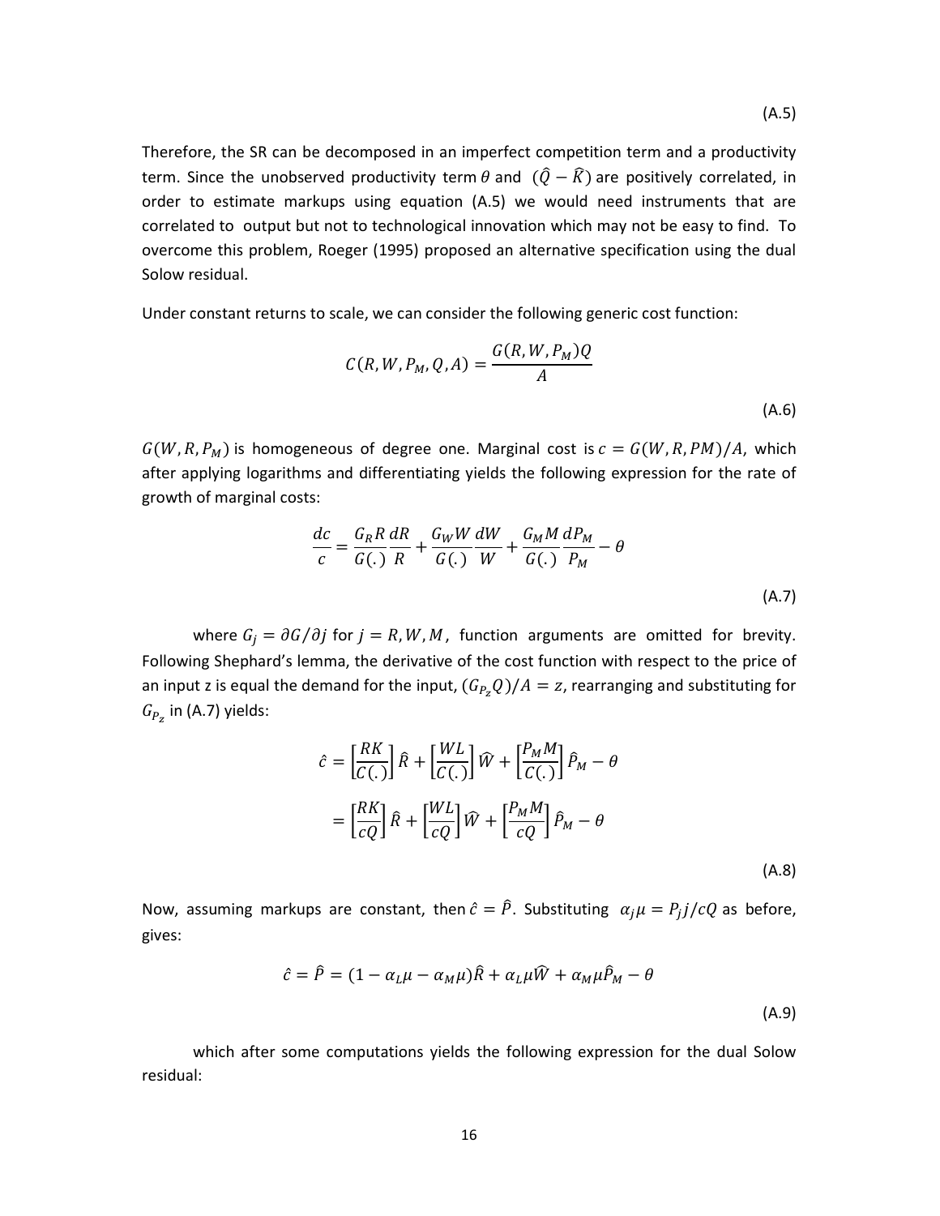(A.5)

Therefore, the SR can be decomposed in an imperfect competition term and a productivity term. Since the unobserved productivity term $\theta$ and $(\hat{Q} - \hat{K})$ are positively correlated, in order to estimate markups using equation (A.5) we would need instruments that are correlated to output but not to technological innovation which may not be easy to find. To overcome this problem, Roeger (1995) proposed an alternative specification using the dual Solow residual.

Under constant returns to scale, we can consider the following generic cost function:

$$C(R, W, P_M, Q, A) = \frac{G(R, W, P_M)Q}{A} \tag{A.6}$$

$G(W, R, P_M)$ is homogeneous of degree one. Marginal cost is $c = G(W, R, PM)/A$, which after applying logarithms and differentiating yields the following expression for the rate of growth of marginal costs:

$$\frac{dc}{c} = \frac{G_R R}{G(.)}\frac{dR}{R} + \frac{G_W W}{G(.)}\frac{dW}{W} + \frac{G_M M}{G(.)}\frac{dP_M}{P_M} - \theta \tag{A.7}$$

where $G_j = \partial G / \partial j$ for $j = R, W, M$, function arguments are omitted for brevity. Following Shephard's lemma, the derivative of the cost function with respect to the price of an input z is equal the demand for the input, $(G_{P_z} Q)/A = z$, rearranging and substituting for $G_{P_z}$ in (A.7) yields:

$$\begin{aligned} \hat{c} &= \left[\frac{RK}{C(.)}\right]\hat{R} + \left[\frac{WL}{C(.)}\right]\widehat{W} + \left[\frac{P_M M}{C(.)}\right]\hat{P}_M - \theta \\ &= \left[\frac{RK}{cQ}\right]\hat{R} + \left[\frac{WL}{cQ}\right]\widehat{W} + \left[\frac{P_M M}{cQ}\right]\hat{P}_M - \theta \end{aligned} \tag{A.8}$$

Now, assuming markups are constant, then $\hat{c} = \hat{P}$. Substituting $\alpha_j \mu = P_j j / cQ$ as before, gives:

$$\hat{c} = \hat{P} = (1 - \alpha_L \mu - \alpha_M \mu)\hat{R} + \alpha_L \mu \widehat{W} + \alpha_M \mu \hat{P}_M - \theta \tag{A.9}$$

which after some computations yields the following expression for the dual Solow residual: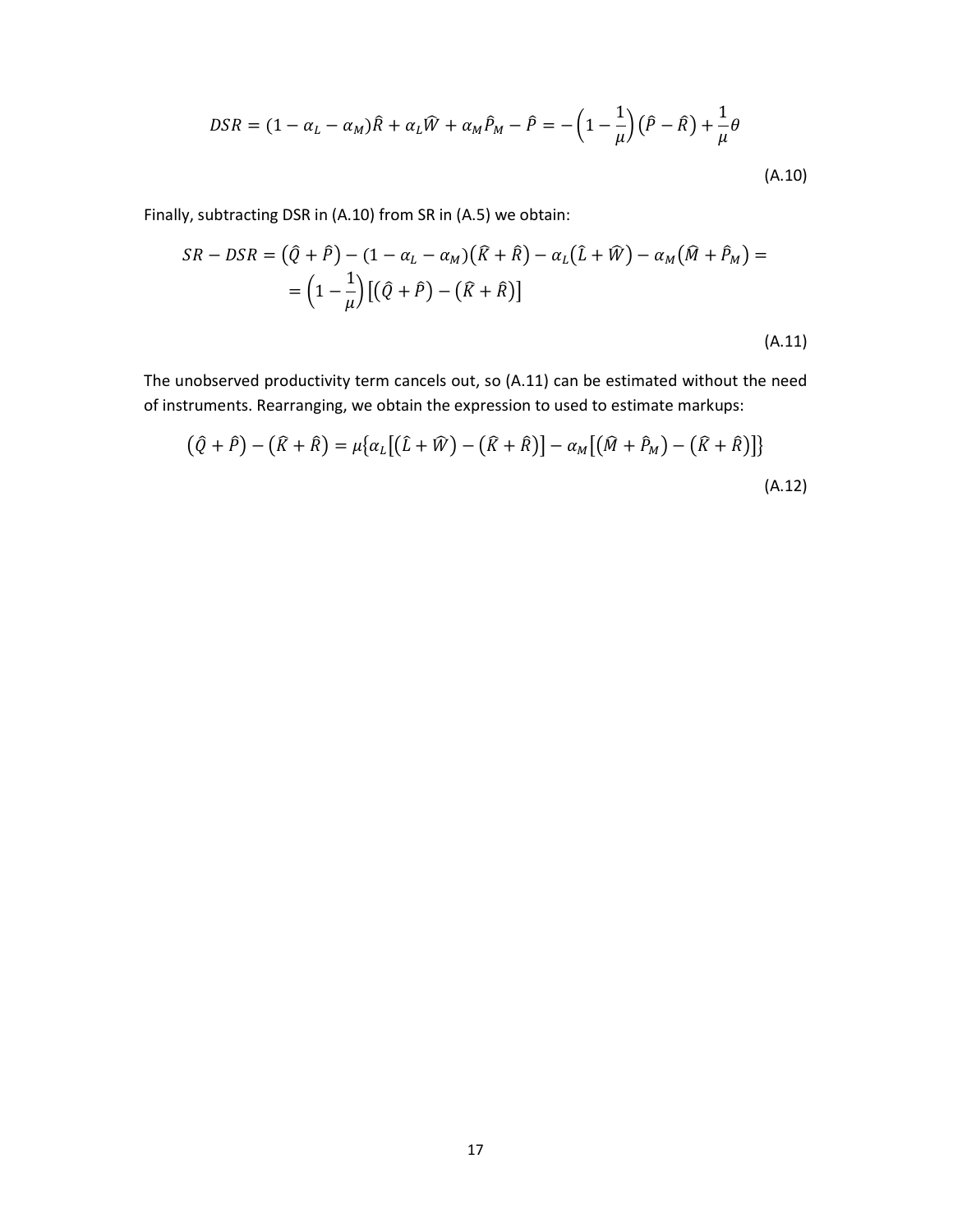$$DSR = (1 - \alpha_L - \alpha_M)\hat{R} + \alpha_L \widehat{W} + \alpha_M \hat{P}_M - \hat{P} = -\left(1 - \frac{1}{\mu}\right)\left(\hat{P} - \hat{R}\right) + \frac{1}{\mu}\theta \tag{A.10}$$

Finally, subtracting DSR in (A.10) from SR in (A.5) we obtain:

$$\begin{aligned} SR - DSR &= \left(\hat{Q} + \hat{P}\right) - (1 - \alpha_L - \alpha_M)\left(\widehat{K} + \hat{R}\right) - \alpha_L\left(\hat{L} + \widehat{W}\right) - \alpha_M\left(\widehat{M} + \hat{P}_M\right) = \\ &= \left(1 - \frac{1}{\mu}\right)\left[\left(\hat{Q} + \hat{P}\right) - \left(\widehat{K} + \hat{R}\right)\right] \end{aligned} \tag{A.11}$$

The unobserved productivity term cancels out, so (A.11) can be estimated without the need of instruments. Rearranging, we obtain the expression to used to estimate markups:

$$\left(\hat{Q} + \hat{P}\right) - \left(\widehat{K} + \hat{R}\right) = \mu\left\{\alpha_L\left[\left(\hat{L} + \widehat{W}\right) - \left(\widehat{K} + \hat{R}\right)\right] - \alpha_M\left[\left(\widehat{M} + \hat{P}_M\right) - \left(\widehat{K} + \hat{R}\right)\right]\right\} \tag{A.12}$$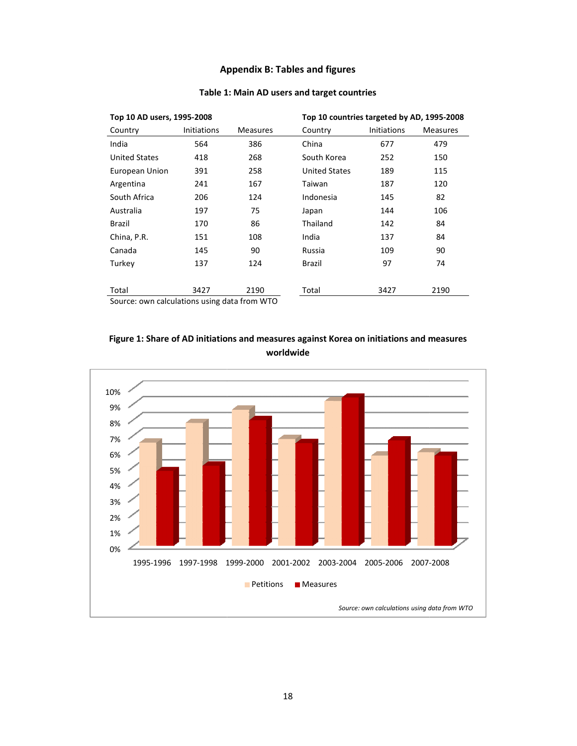## Appendix B: Tables and figures

**Table 1: Main AD users and target countries**

| Top 10 AD users, 1995-2008 | | | Top 10 countries targeted by AD, 1995-2008 | | |
|---|---|---|---|---|---|
| Country | Initiations | Measures | Country | Initiations | Measures |
| India | 564 | 386 | China | 677 | 479 |
| United States | 418 | 268 | South Korea | 252 | 150 |
| European Union | 391 | 258 | United States | 189 | 115 |
| Argentina | 241 | 167 | Taiwan | 187 | 120 |
| South Africa | 206 | 124 | Indonesia | 145 | 82 |
| Australia | 197 | 75 | Japan | 144 | 106 |
| Brazil | 170 | 86 | Thailand | 142 | 84 |
| China, P.R. | 151 | 108 | India | 137 | 84 |
| Canada | 145 | 90 | Russia | 109 | 90 |
| Turkey | 137 | 124 | Brazil | 97 | 74 |
| Total | 3427 | 2190 | Total | 3427 | 2190 |

Source: own calculations using data from WTO

**Figure 1: Share of AD initiations and measures against Korea on initiations and measures worldwide**

*Source: own calculations using data from WTO*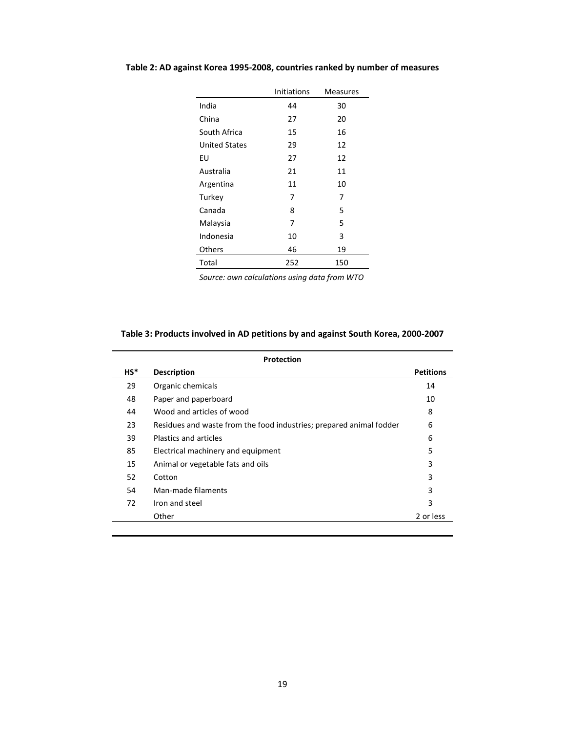**Table 2: AD against Korea 1995-2008, countries ranked by number of measures**

| | Initiations | Measures |
|---|---|---|
| India | 44 | 30 |
| China | 27 | 20 |
| South Africa | 15 | 16 |
| United States | 29 | 12 |
| EU | 27 | 12 |
| Australia | 21 | 11 |
| Argentina | 11 | 10 |
| Turkey | 7 | 7 |
| Canada | 8 | 5 |
| Malaysia | 7 | 5 |
| Indonesia | 10 | 3 |
| Others | 46 | 19 |
| Total | 252 | 150 |

*Source: own calculations using data from WTO*

**Table 3: Products involved in AD petitions by and against South Korea, 2000-2007**

| | **Protection** | |
|---|---|---|
| **HS*** | **Description** | **Petitions** |
| 29 | Organic chemicals | 14 |
| 48 | Paper and paperboard | 10 |
| 44 | Wood and articles of wood | 8 |
| 23 | Residues and waste from the food industries; prepared animal fodder | 6 |
| 39 | Plastics and articles | 6 |
| 85 | Electrical machinery and equipment | 5 |
| 15 | Animal or vegetable fats and oils | 3 |
| 52 | Cotton | 3 |
| 54 | Man-made filaments | 3 |
| 72 | Iron and steel | 3 |
| | Other | 2 or less |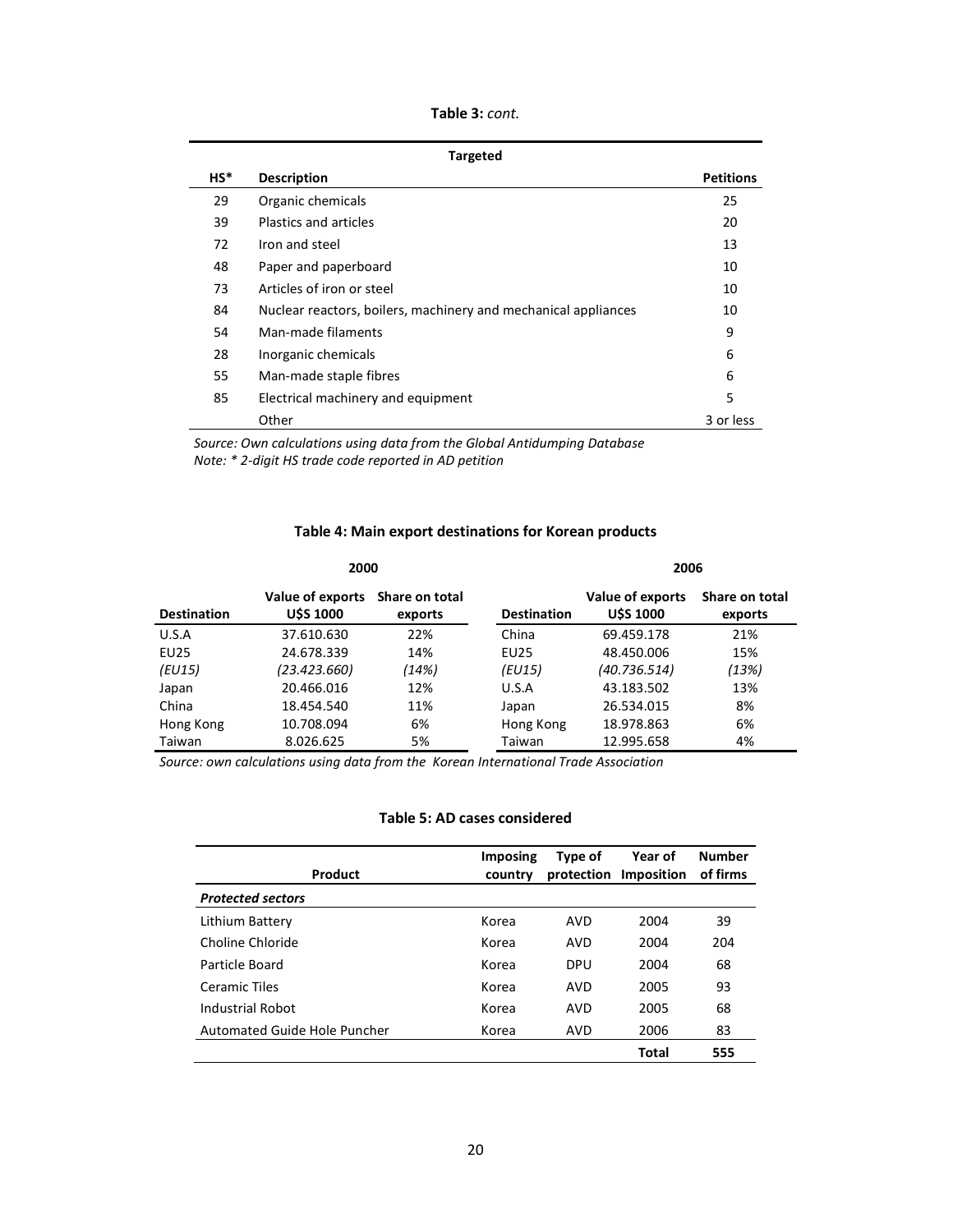**Table 3:** *cont.*

| Targeted | | |
|---|---|---|
| **HS*** | **Description** | **Petitions** |
| 29 | Organic chemicals | 25 |
| 39 | Plastics and articles | 20 |
| 72 | Iron and steel | 13 |
| 48 | Paper and paperboard | 10 |
| 73 | Articles of iron or steel | 10 |
| 84 | Nuclear reactors, boilers, machinery and mechanical appliances | 10 |
| 54 | Man-made filaments | 9 |
| 28 | Inorganic chemicals | 6 |
| 55 | Man-made staple fibres | 6 |
| 85 | Electrical machinery and equipment | 5 |
| | Other | 3 or less |

*Source: Own calculations using data from the Global Antidumping Database*
*Note: * 2-digit HS trade code reported in AD petition*

**Table 4: Main export destinations for Korean products**

| 2000 | | | 2006 | | |
|---|---|---|---|---|---|
| **Destination** | **Value of exports U$S 1000** | **Share on total exports** | **Destination** | **Value of exports U$S 1000** | **Share on total exports** |
| U.S.A | 37.610.630 | 22% | China | 69.459.178 | 21% |
| EU25 | 24.678.339 | 14% | EU25 | 48.450.006 | 15% |
| *(EU15)* | *(23.423.660)* | *(14%)* | *(EU15)* | *(40.736.514)* | *(13%)* |
| Japan | 20.466.016 | 12% | U.S.A | 43.183.502 | 13% |
| China | 18.454.540 | 11% | Japan | 26.534.015 | 8% |
| Hong Kong | 10.708.094 | 6% | Hong Kong | 18.978.863 | 6% |
| Taiwan | 8.026.625 | 5% | Taiwan | 12.995.658 | 4% |

*Source: own calculations using data from the Korean International Trade Association*

**Table 5: AD cases considered**

| Product | Imposing country | Type of protection | Year of Imposition | Number of firms |
|---|---|---|---|---|
| ***Protected sectors*** | | | | |
| Lithium Battery | Korea | AVD | 2004 | 39 |
| Choline Chloride | Korea | AVD | 2004 | 204 |
| Particle Board | Korea | DPU | 2004 | 68 |
| Ceramic Tiles | Korea | AVD | 2005 | 93 |
| Industrial Robot | Korea | AVD | 2005 | 68 |
| Automated Guide Hole Puncher | Korea | AVD | 2006 | 83 |
| | | | **Total** | **555** |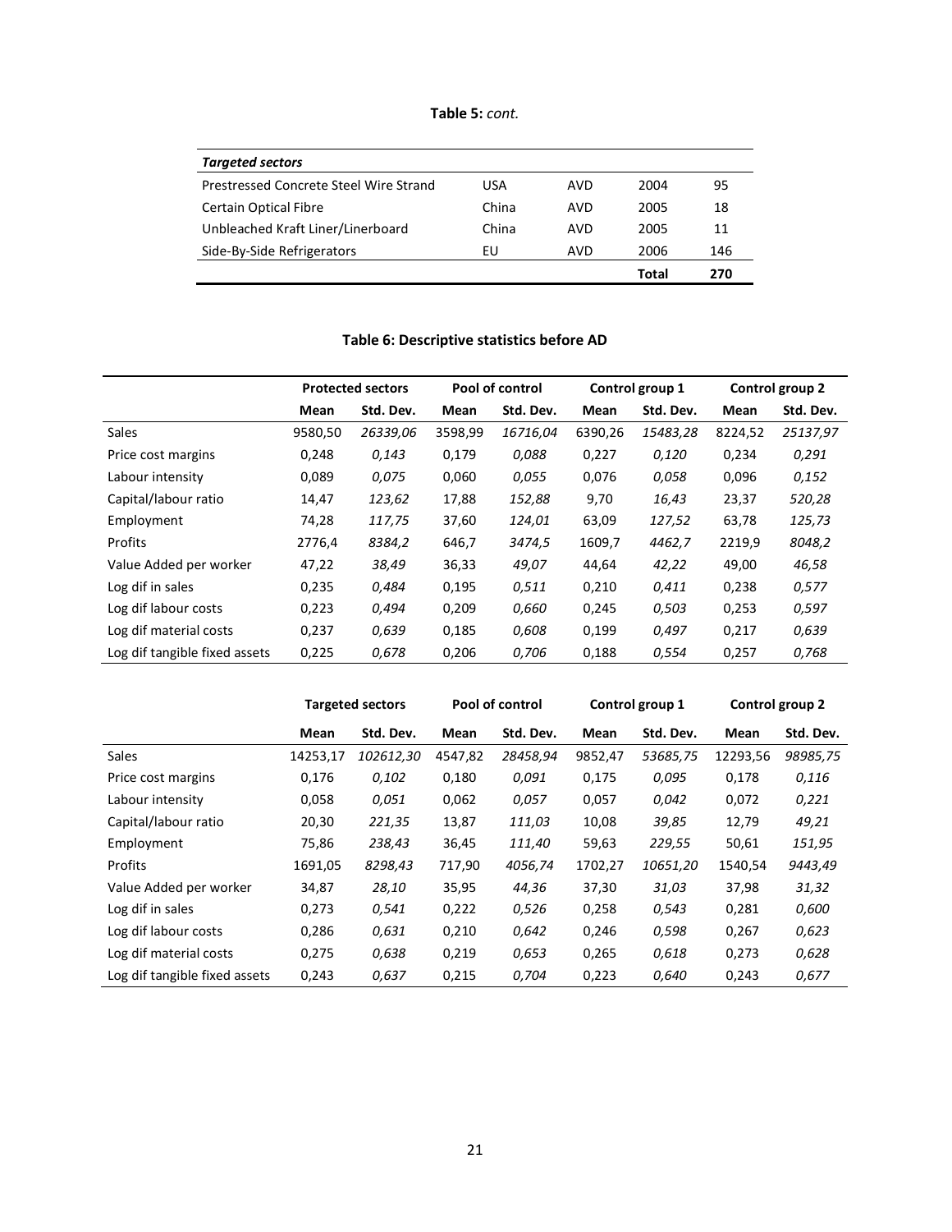**Table 5:** *cont.*

| *Targeted sectors* | | | | |
|---|---|---|---|---|
| Prestressed Concrete Steel Wire Strand | USA | AVD | 2004 | 95 |
| Certain Optical Fibre | China | AVD | 2005 | 18 |
| Unbleached Kraft Liner/Linerboard | China | AVD | 2005 | 11 |
| Side-By-Side Refrigerators | EU | AVD | 2006 | 146 |
| | | | **Total** | **270** |

**Table 6: Descriptive statistics before AD**

| | Protected sectors | | Pool of control | | Control group 1 | | Control group 2 | |
|---|---|---|---|---|---|---|---|---|
| | **Mean** | **Std. Dev.** | **Mean** | **Std. Dev.** | **Mean** | **Std. Dev.** | **Mean** | **Std. Dev.** |
| Sales | 9580,50 | *26339,06* | 3598,99 | *16716,04* | 6390,26 | *15483,28* | 8224,52 | *25137,97* |
| Price cost margins | 0,248 | *0,143* | 0,179 | *0,088* | 0,227 | *0,120* | 0,234 | *0,291* |
| Labour intensity | 0,089 | *0,075* | 0,060 | *0,055* | 0,076 | *0,058* | 0,096 | *0,152* |
| Capital/labour ratio | 14,47 | *123,62* | 17,88 | *152,88* | 9,70 | *16,43* | 23,37 | *520,28* |
| Employment | 74,28 | *117,75* | 37,60 | *124,01* | 63,09 | *127,52* | 63,78 | *125,73* |
| Profits | 2776,4 | *8384,2* | 646,7 | *3474,5* | 1609,7 | *4462,7* | 2219,9 | *8048,2* |
| Value Added per worker | 47,22 | *38,49* | 36,33 | *49,07* | 44,64 | *42,22* | 49,00 | *46,58* |
| Log dif in sales | 0,235 | *0,484* | 0,195 | *0,511* | 0,210 | *0,411* | 0,238 | *0,577* |
| Log dif labour costs | 0,223 | *0,494* | 0,209 | *0,660* | 0,245 | *0,503* | 0,253 | *0,597* |
| Log dif material costs | 0,237 | *0,639* | 0,185 | *0,608* | 0,199 | *0,497* | 0,217 | *0,639* |
| Log dif tangible fixed assets | 0,225 | *0,678* | 0,206 | *0,706* | 0,188 | *0,554* | 0,257 | *0,768* |

| | Targeted sectors | | Pool of control | | Control group 1 | | Control group 2 | |
|---|---|---|---|---|---|---|---|---|
| | **Mean** | **Std. Dev.** | **Mean** | **Std. Dev.** | **Mean** | **Std. Dev.** | **Mean** | **Std. Dev.** |
| Sales | 14253,17 | *102612,30* | 4547,82 | *28458,94* | 9852,47 | *53685,75* | 12293,56 | *98985,75* |
| Price cost margins | 0,176 | *0,102* | 0,180 | *0,091* | 0,175 | *0,095* | 0,178 | *0,116* |
| Labour intensity | 0,058 | *0,051* | 0,062 | *0,057* | 0,057 | *0,042* | 0,072 | *0,221* |
| Capital/labour ratio | 20,30 | *221,35* | 13,87 | *111,03* | 10,08 | *39,85* | 12,79 | *49,21* |
| Employment | 75,86 | *238,43* | 36,45 | *111,40* | 59,63 | *229,55* | 50,61 | *151,95* |
| Profits | 1691,05 | *8298,43* | 717,90 | *4056,74* | 1702,27 | *10651,20* | 1540,54 | *9443,49* |
| Value Added per worker | 34,87 | *28,10* | 35,95 | *44,36* | 37,30 | *31,03* | 37,98 | *31,32* |
| Log dif in sales | 0,273 | *0,541* | 0,222 | *0,526* | 0,258 | *0,543* | 0,281 | *0,600* |
| Log dif labour costs | 0,286 | *0,631* | 0,210 | *0,642* | 0,246 | *0,598* | 0,267 | *0,623* |
| Log dif material costs | 0,275 | *0,638* | 0,219 | *0,653* | 0,265 | *0,618* | 0,273 | *0,628* |
| Log dif tangible fixed assets | 0,243 | *0,637* | 0,215 | *0,704* | 0,223 | *0,640* | 0,243 | *0,677* |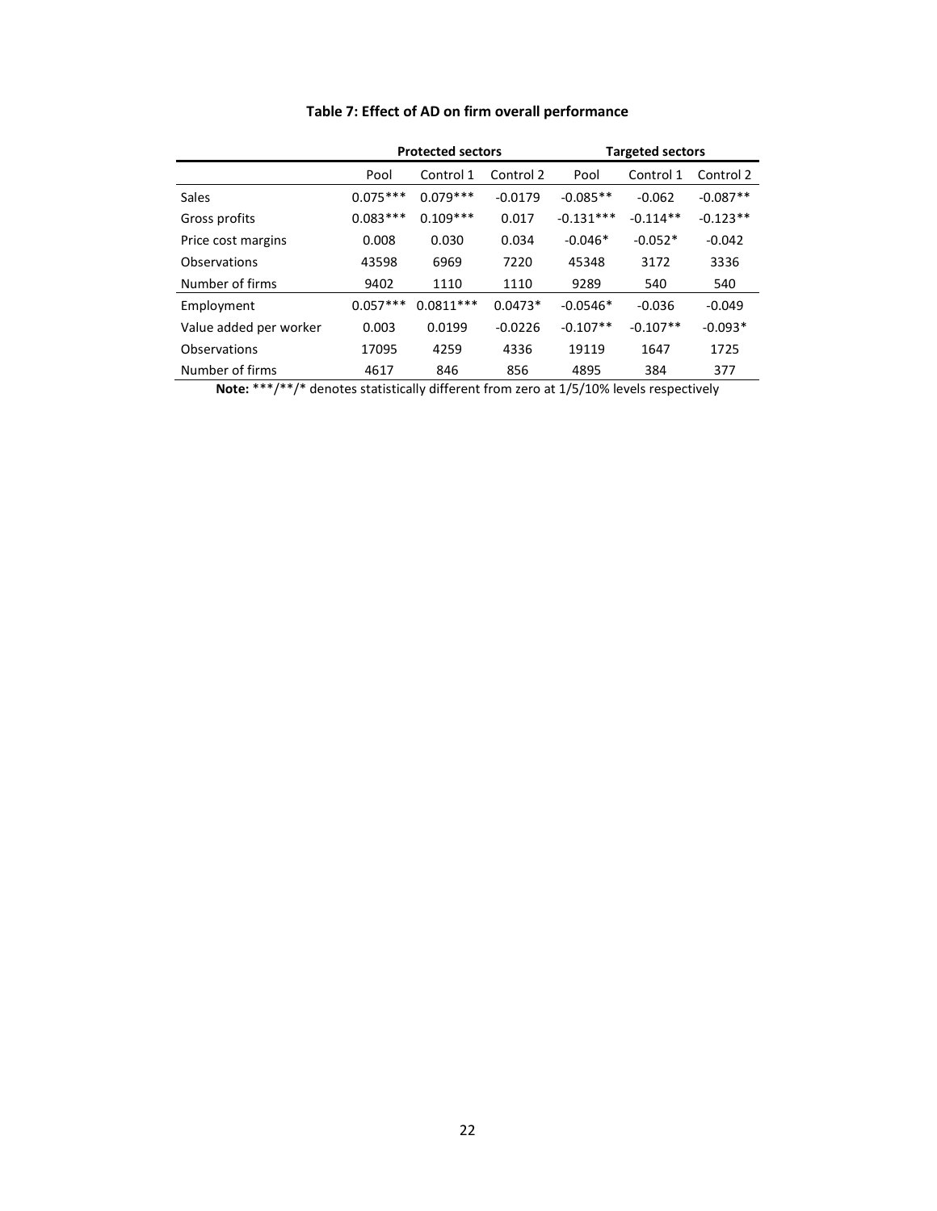**Table 7: Effect of AD on firm overall performance**

| | Protected sectors | | | Targeted sectors | | |
|---|---|---|---|---|---|---|
| | Pool | Control 1 | Control 2 | Pool | Control 1 | Control 2 |
| Sales | 0.075*** | 0.079*** | -0.0179 | -0.085** | -0.062 | -0.087** |
| Gross profits | 0.083*** | 0.109*** | 0.017 | -0.131*** | -0.114** | -0.123** |
| Price cost margins | 0.008 | 0.030 | 0.034 | -0.046* | -0.052* | -0.042 |
| Observations | 43598 | 6969 | 7220 | 45348 | 3172 | 3336 |
| Number of firms | 9402 | 1110 | 1110 | 9289 | 540 | 540 |
| Employment | 0.057*** | 0.0811*** | 0.0473* | -0.0546* | -0.036 | -0.049 |
| Value added per worker | 0.003 | 0.0199 | -0.0226 | -0.107** | -0.107** | -0.093* |
| Observations | 17095 | 4259 | 4336 | 19119 | 1647 | 1725 |
| Number of firms | 4617 | 846 | 856 | 4895 | 384 | 377 |

**Note:** ***/**/* denotes statistically different from zero at 1/5/10% levels respectively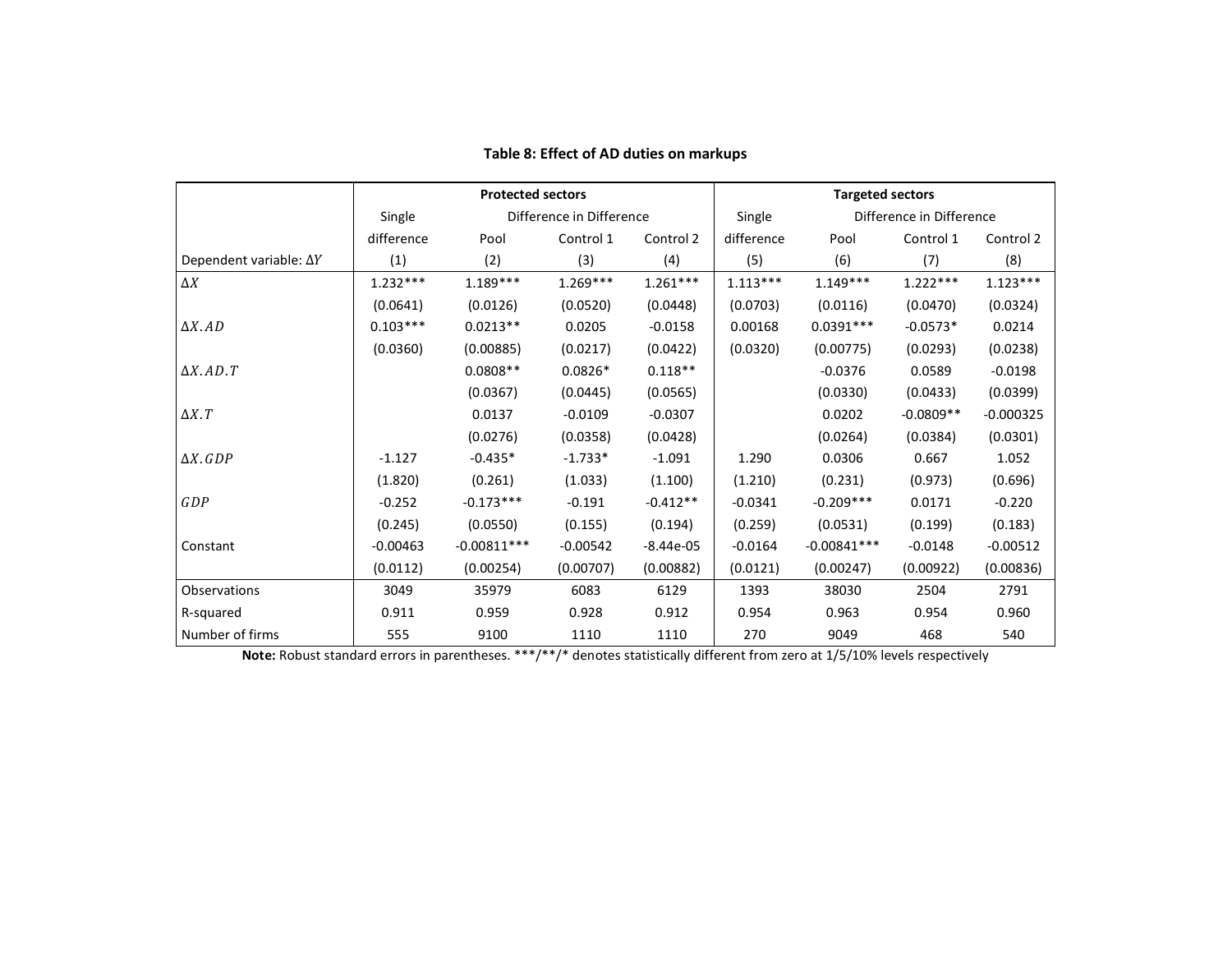**Table 8: Effect of AD duties on markups**

| | Protected sectors | | | | Targeted sectors | | | |
|---|---|---|---|---|---|---|---|---|
| | Single | Difference in Difference | | | Single | Difference in Difference | | |
| | difference | Pool | Control 1 | Control 2 | difference | Pool | Control 1 | Control 2 |
| Dependent variable: $\Delta Y$ | (1) | (2) | (3) | (4) | (5) | (6) | (7) | (8) |
| $\Delta X$ | 1.232*** | 1.189*** | 1.269*** | 1.261*** | 1.113*** | 1.149*** | 1.222*** | 1.123*** |
| | (0.0641) | (0.0126) | (0.0520) | (0.0448) | (0.0703) | (0.0116) | (0.0470) | (0.0324) |
| $\Delta X.AD$ | 0.103*** | 0.0213** | 0.0205 | -0.0158 | 0.00168 | 0.0391*** | -0.0573* | 0.0214 |
| | (0.0360) | (0.00885) | (0.0217) | (0.0422) | (0.0320) | (0.00775) | (0.0293) | (0.0238) |
| $\Delta X.AD.T$ | | 0.0808** | 0.0826* | 0.118** | | -0.0376 | 0.0589 | -0.0198 |
| | | (0.0367) | (0.0445) | (0.0565) | | (0.0330) | (0.0433) | (0.0399) |
| $\Delta X.T$ | | 0.0137 | -0.0109 | -0.0307 | | 0.0202 | -0.0809** | -0.000325 |
| | | (0.0276) | (0.0358) | (0.0428) | | (0.0264) | (0.0384) | (0.0301) |
| $\Delta X.GDP$ | -1.127 | -0.435* | -1.733* | -1.091 | 1.290 | 0.0306 | 0.667 | 1.052 |
| | (1.820) | (0.261) | (1.033) | (1.100) | (1.210) | (0.231) | (0.973) | (0.696) |
| $GDP$ | -0.252 | -0.173*** | -0.191 | -0.412** | -0.0341 | -0.209*** | 0.0171 | -0.220 |
| | (0.245) | (0.0550) | (0.155) | (0.194) | (0.259) | (0.0531) | (0.199) | (0.183) |
| Constant | -0.00463 | -0.00811*** | -0.00542 | -8.44e-05 | -0.0164 | -0.00841*** | -0.0148 | -0.00512 |
| | (0.0112) | (0.00254) | (0.00707) | (0.00882) | (0.0121) | (0.00247) | (0.00922) | (0.00836) |
| Observations | 3049 | 35979 | 6083 | 6129 | 1393 | 38030 | 2504 | 2791 |
| R-squared | 0.911 | 0.959 | 0.928 | 0.912 | 0.954 | 0.963 | 0.954 | 0.960 |
| Number of firms | 555 | 9100 | 1110 | 1110 | 270 | 9049 | 468 | 540 |

**Note:** Robust standard errors in parentheses. ***/**/* denotes statistically different from zero at 1/5/10% levels respectively